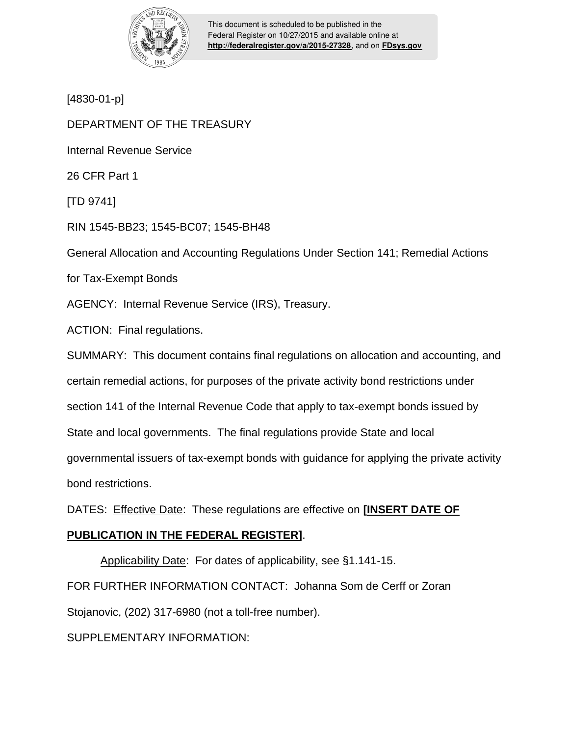This document is scheduled to be published in the Federal Register on 10/27/2015 and available online at **http://federalregister.gov/a/2015-27328**, and on **FDsys.gov**

[4830-01-p]

DEPARTMENT OF THE TREASURY

Internal Revenue Service

26 CFR Part 1

[TD 9741]

RIN 1545-BB23; 1545-BC07; 1545-BH48

General Allocation and Accounting Regulations Under Section 141; Remedial Actions for Tax-Exempt Bonds

AGENCY: Internal Revenue Service (IRS), Treasury.

ACTION: Final regulations.

SUMMARY: This document contains final regulations on allocation and accounting, and certain remedial actions, for purposes of the private activity bond restrictions under section 141 of the Internal Revenue Code that apply to tax-exempt bonds issued by State and local governments. The final regulations provide State and local governmental issuers of tax-exempt bonds with guidance for applying the private activity bond restrictions.

DATES: Effective Date: These regulations are effective on **[INSERT DATE OF PUBLICATION IN THE FEDERAL REGISTER]**.

Applicability Date: For dates of applicability, see §1.141-15.

FOR FURTHER INFORMATION CONTACT: Johanna Som de Cerff or Zoran Stojanovic, (202) 317-6980 (not a toll-free number).

SUPPLEMENTARY INFORMATION: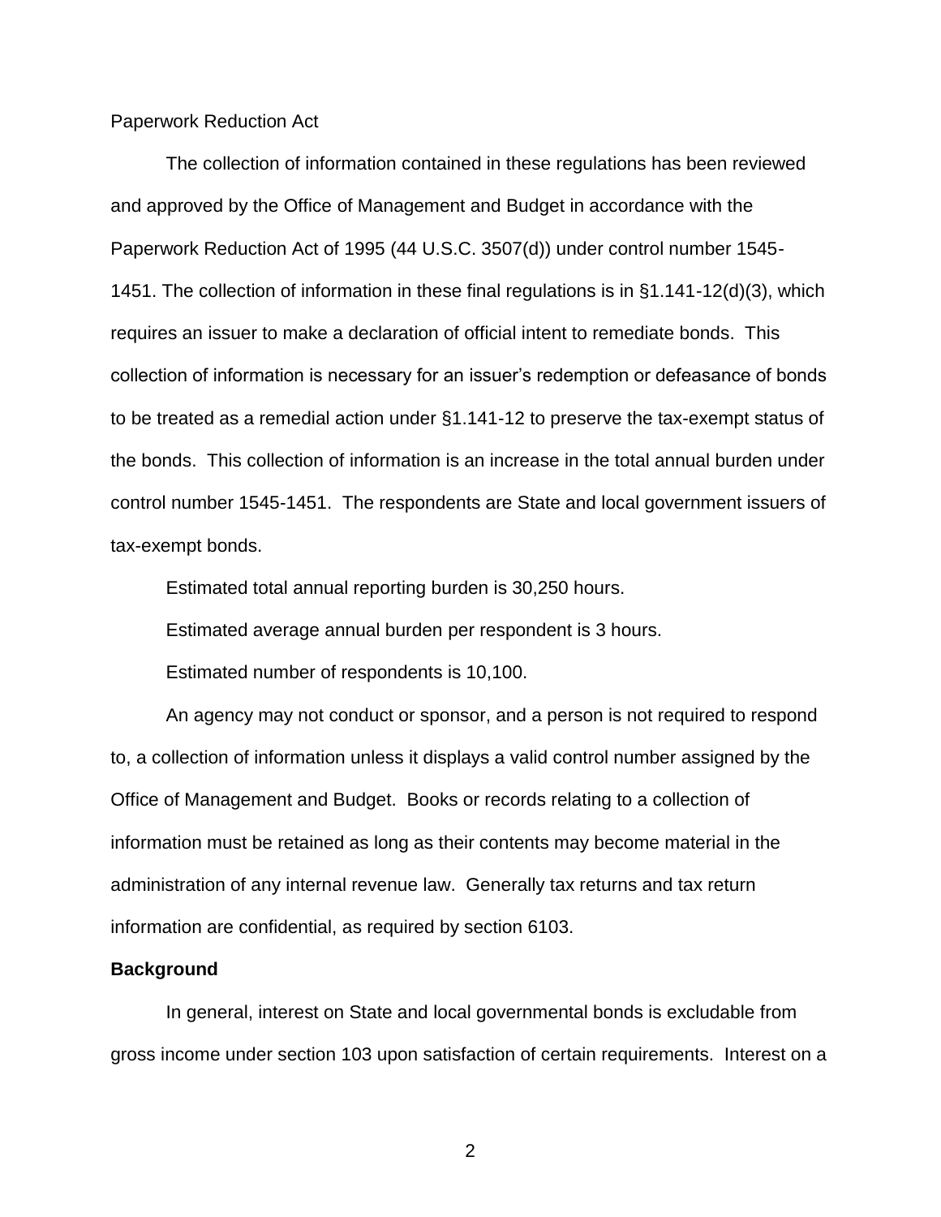Paperwork Reduction Act

The collection of information contained in these regulations has been reviewed and approved by the Office of Management and Budget in accordance with the Paperwork Reduction Act of 1995 (44 U.S.C. 3507(d)) under control number 1545-1451. The collection of information in these final regulations is in §1.141-12(d)(3), which requires an issuer to make a declaration of official intent to remediate bonds. This collection of information is necessary for an issuer's redemption or defeasance of bonds to be treated as a remedial action under §1.141-12 to preserve the tax-exempt status of the bonds. This collection of information is an increase in the total annual burden under control number 1545-1451. The respondents are State and local government issuers of tax-exempt bonds.

Estimated total annual reporting burden is 30,250 hours.

Estimated average annual burden per respondent is 3 hours.

Estimated number of respondents is 10,100.

An agency may not conduct or sponsor, and a person is not required to respond to, a collection of information unless it displays a valid control number assigned by the Office of Management and Budget. Books or records relating to a collection of information must be retained as long as their contents may become material in the administration of any internal revenue law. Generally tax returns and tax return information are confidential, as required by section 6103.

**Background**

In general, interest on State and local governmental bonds is excludable from gross income under section 103 upon satisfaction of certain requirements. Interest on a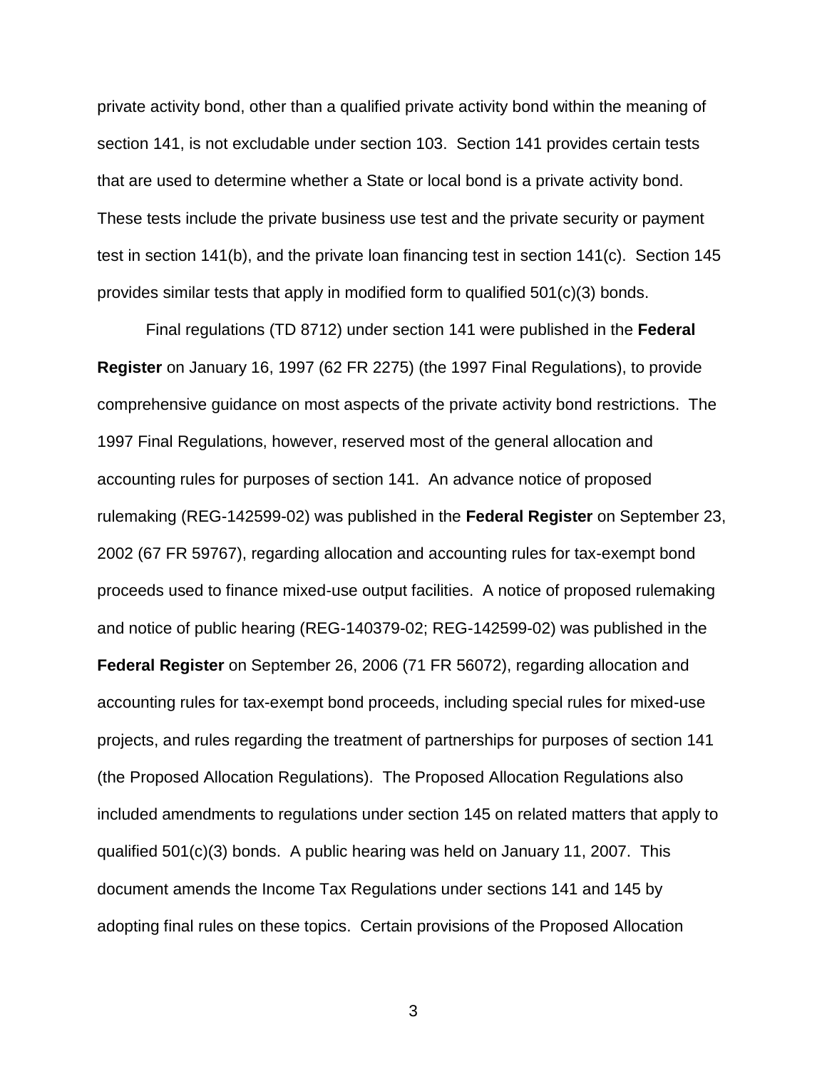private activity bond, other than a qualified private activity bond within the meaning of section 141, is not excludable under section 103. Section 141 provides certain tests that are used to determine whether a State or local bond is a private activity bond. These tests include the private business use test and the private security or payment test in section 141(b), and the private loan financing test in section 141(c). Section 145 provides similar tests that apply in modified form to qualified 501(c)(3) bonds.

Final regulations (TD 8712) under section 141 were published in the **Federal Register** on January 16, 1997 (62 FR 2275) (the 1997 Final Regulations), to provide comprehensive guidance on most aspects of the private activity bond restrictions. The 1997 Final Regulations, however, reserved most of the general allocation and accounting rules for purposes of section 141. An advance notice of proposed rulemaking (REG-142599-02) was published in the **Federal Register** on September 23, 2002 (67 FR 59767), regarding allocation and accounting rules for tax-exempt bond proceeds used to finance mixed-use output facilities. A notice of proposed rulemaking and notice of public hearing (REG-140379-02; REG-142599-02) was published in the **Federal Register** on September 26, 2006 (71 FR 56072), regarding allocation and accounting rules for tax-exempt bond proceeds, including special rules for mixed-use projects, and rules regarding the treatment of partnerships for purposes of section 141 (the Proposed Allocation Regulations). The Proposed Allocation Regulations also included amendments to regulations under section 145 on related matters that apply to qualified 501(c)(3) bonds. A public hearing was held on January 11, 2007. This document amends the Income Tax Regulations under sections 141 and 145 by adopting final rules on these topics. Certain provisions of the Proposed Allocation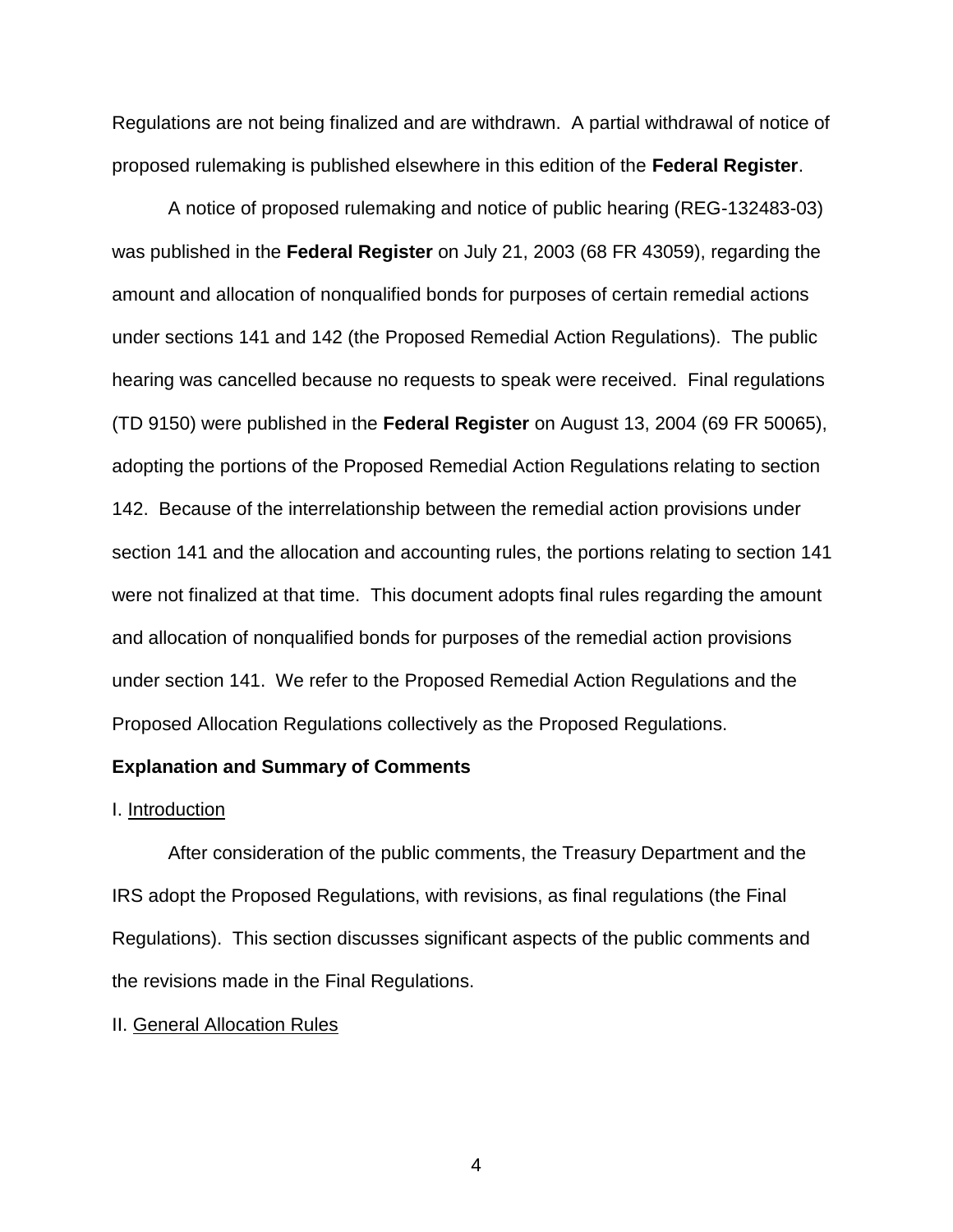Regulations are not being finalized and are withdrawn. A partial withdrawal of notice of proposed rulemaking is published elsewhere in this edition of the **Federal Register**.

A notice of proposed rulemaking and notice of public hearing (REG-132483-03) was published in the **Federal Register** on July 21, 2003 (68 FR 43059), regarding the amount and allocation of nonqualified bonds for purposes of certain remedial actions under sections 141 and 142 (the Proposed Remedial Action Regulations). The public hearing was cancelled because no requests to speak were received. Final regulations (TD 9150) were published in the **Federal Register** on August 13, 2004 (69 FR 50065), adopting the portions of the Proposed Remedial Action Regulations relating to section 142. Because of the interrelationship between the remedial action provisions under section 141 and the allocation and accounting rules, the portions relating to section 141 were not finalized at that time. This document adopts final rules regarding the amount and allocation of nonqualified bonds for purposes of the remedial action provisions under section 141. We refer to the Proposed Remedial Action Regulations and the Proposed Allocation Regulations collectively as the Proposed Regulations.

**Explanation and Summary of Comments**

I. Introduction

After consideration of the public comments, the Treasury Department and the IRS adopt the Proposed Regulations, with revisions, as final regulations (the Final Regulations). This section discusses significant aspects of the public comments and the revisions made in the Final Regulations.

II. General Allocation Rules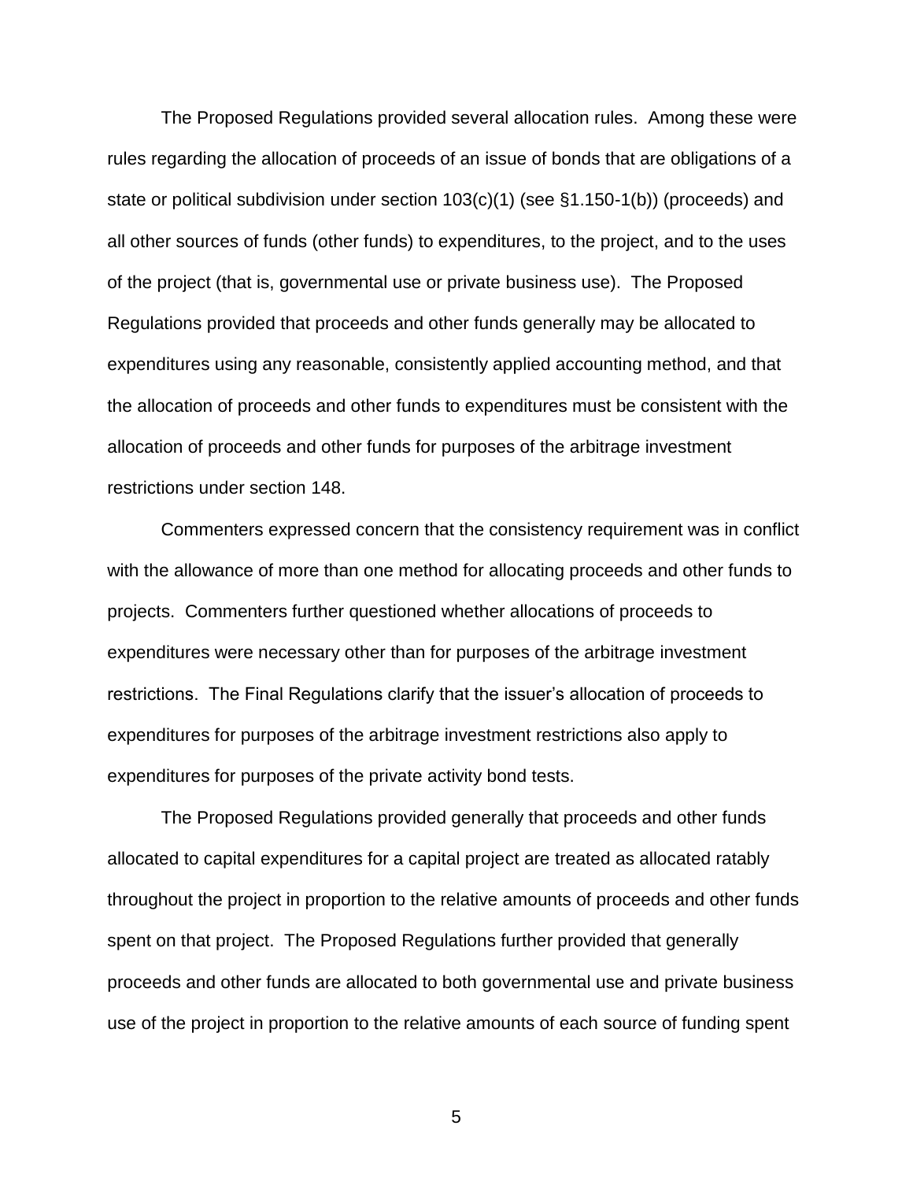The Proposed Regulations provided several allocation rules. Among these were rules regarding the allocation of proceeds of an issue of bonds that are obligations of a state or political subdivision under section 103(c)(1) (see §1.150-1(b)) (proceeds) and all other sources of funds (other funds) to expenditures, to the project, and to the uses of the project (that is, governmental use or private business use). The Proposed Regulations provided that proceeds and other funds generally may be allocated to expenditures using any reasonable, consistently applied accounting method, and that the allocation of proceeds and other funds to expenditures must be consistent with the allocation of proceeds and other funds for purposes of the arbitrage investment restrictions under section 148.

Commenters expressed concern that the consistency requirement was in conflict with the allowance of more than one method for allocating proceeds and other funds to projects. Commenters further questioned whether allocations of proceeds to expenditures were necessary other than for purposes of the arbitrage investment restrictions. The Final Regulations clarify that the issuer's allocation of proceeds to expenditures for purposes of the arbitrage investment restrictions also apply to expenditures for purposes of the private activity bond tests.

The Proposed Regulations provided generally that proceeds and other funds allocated to capital expenditures for a capital project are treated as allocated ratably throughout the project in proportion to the relative amounts of proceeds and other funds spent on that project. The Proposed Regulations further provided that generally proceeds and other funds are allocated to both governmental use and private business use of the project in proportion to the relative amounts of each source of funding spent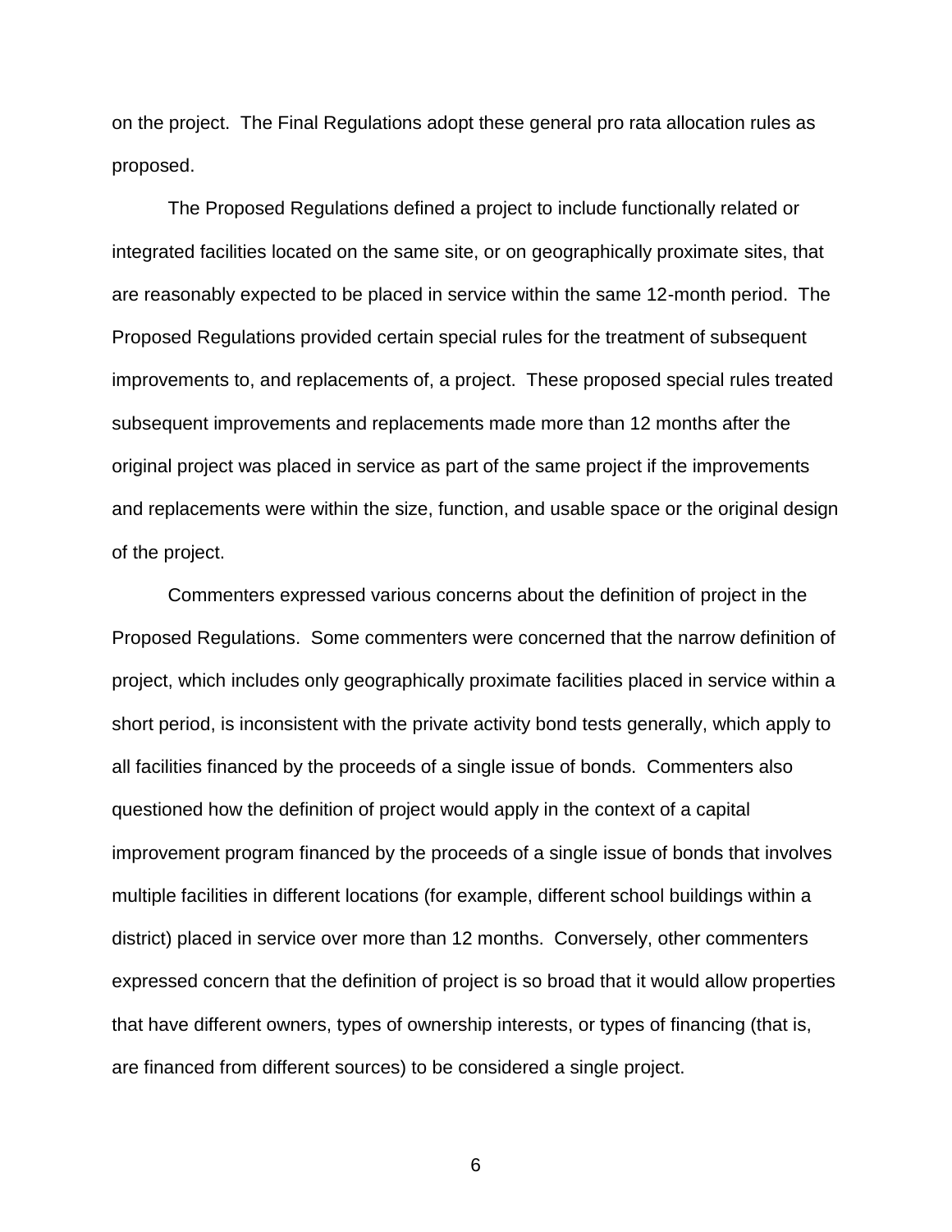on the project. The Final Regulations adopt these general pro rata allocation rules as proposed.

The Proposed Regulations defined a project to include functionally related or integrated facilities located on the same site, or on geographically proximate sites, that are reasonably expected to be placed in service within the same 12-month period. The Proposed Regulations provided certain special rules for the treatment of subsequent improvements to, and replacements of, a project. These proposed special rules treated subsequent improvements and replacements made more than 12 months after the original project was placed in service as part of the same project if the improvements and replacements were within the size, function, and usable space or the original design of the project.

Commenters expressed various concerns about the definition of project in the Proposed Regulations. Some commenters were concerned that the narrow definition of project, which includes only geographically proximate facilities placed in service within a short period, is inconsistent with the private activity bond tests generally, which apply to all facilities financed by the proceeds of a single issue of bonds. Commenters also questioned how the definition of project would apply in the context of a capital improvement program financed by the proceeds of a single issue of bonds that involves multiple facilities in different locations (for example, different school buildings within a district) placed in service over more than 12 months. Conversely, other commenters expressed concern that the definition of project is so broad that it would allow properties that have different owners, types of ownership interests, or types of financing (that is, are financed from different sources) to be considered a single project.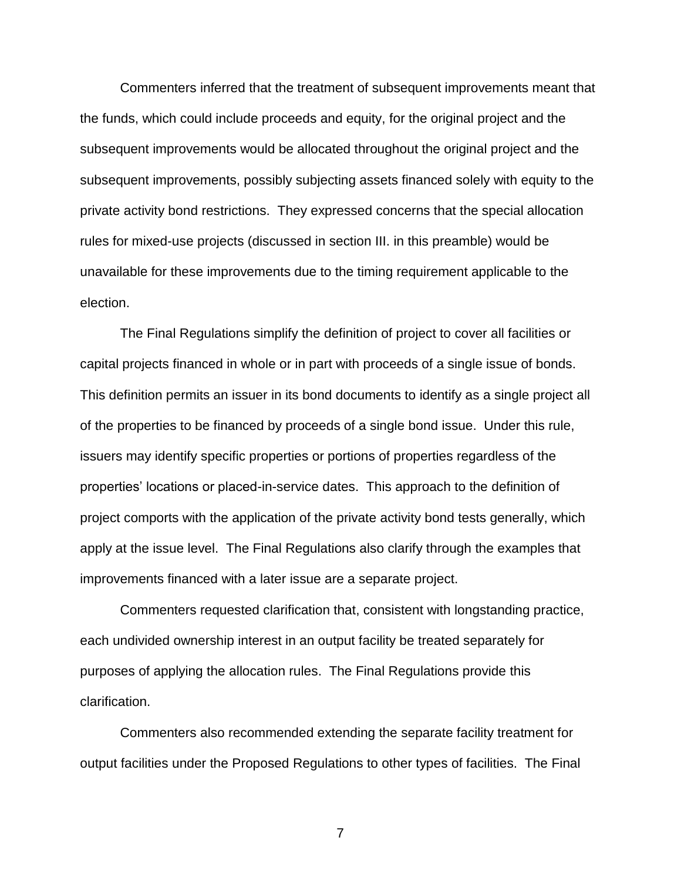Commenters inferred that the treatment of subsequent improvements meant that the funds, which could include proceeds and equity, for the original project and the subsequent improvements would be allocated throughout the original project and the subsequent improvements, possibly subjecting assets financed solely with equity to the private activity bond restrictions. They expressed concerns that the special allocation rules for mixed-use projects (discussed in section III. in this preamble) would be unavailable for these improvements due to the timing requirement applicable to the election.

The Final Regulations simplify the definition of project to cover all facilities or capital projects financed in whole or in part with proceeds of a single issue of bonds. This definition permits an issuer in its bond documents to identify as a single project all of the properties to be financed by proceeds of a single bond issue. Under this rule, issuers may identify specific properties or portions of properties regardless of the properties' locations or placed-in-service dates. This approach to the definition of project comports with the application of the private activity bond tests generally, which apply at the issue level. The Final Regulations also clarify through the examples that improvements financed with a later issue are a separate project.

Commenters requested clarification that, consistent with longstanding practice, each undivided ownership interest in an output facility be treated separately for purposes of applying the allocation rules. The Final Regulations provide this clarification.

Commenters also recommended extending the separate facility treatment for output facilities under the Proposed Regulations to other types of facilities. The Final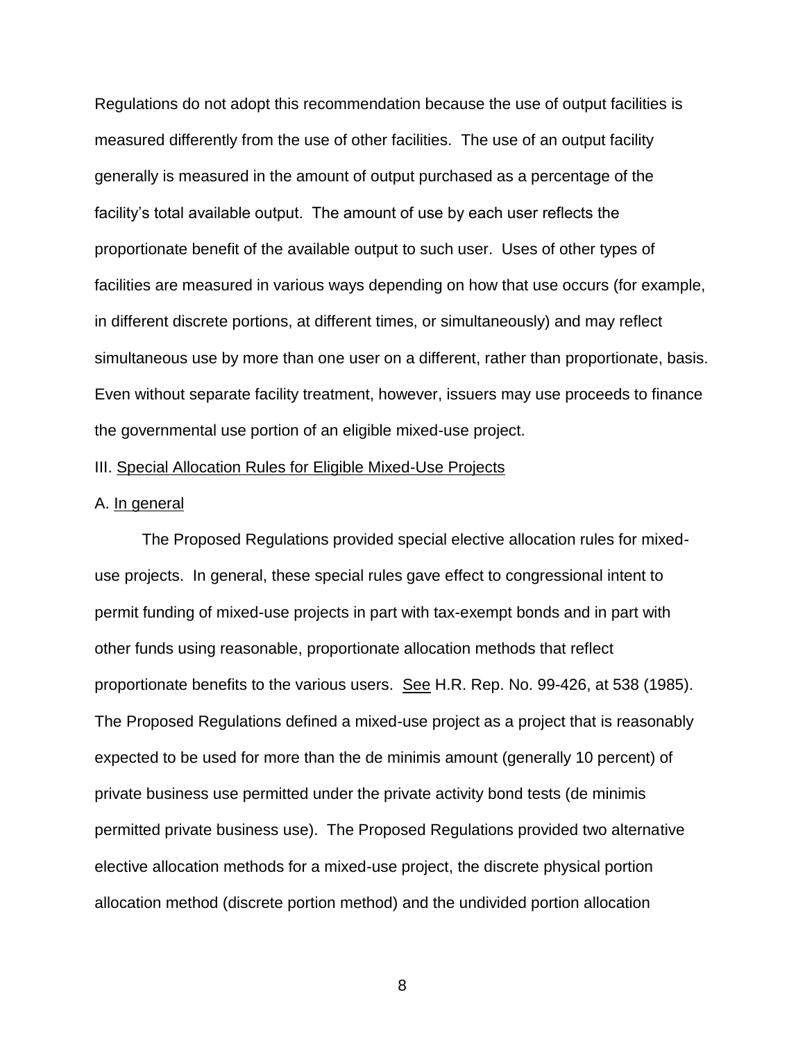Regulations do not adopt this recommendation because the use of output facilities is measured differently from the use of other facilities. The use of an output facility generally is measured in the amount of output purchased as a percentage of the facility's total available output. The amount of use by each user reflects the proportionate benefit of the available output to such user. Uses of other types of facilities are measured in various ways depending on how that use occurs (for example, in different discrete portions, at different times, or simultaneously) and may reflect simultaneous use by more than one user on a different, rather than proportionate, basis. Even without separate facility treatment, however, issuers may use proceeds to finance the governmental use portion of an eligible mixed-use project.

III. Special Allocation Rules for Eligible Mixed-Use Projects

A. In general

The Proposed Regulations provided special elective allocation rules for mixed-use projects. In general, these special rules gave effect to congressional intent to permit funding of mixed-use projects in part with tax-exempt bonds and in part with other funds using reasonable, proportionate allocation methods that reflect proportionate benefits to the various users. See H.R. Rep. No. 99-426, at 538 (1985). The Proposed Regulations defined a mixed-use project as a project that is reasonably expected to be used for more than the de minimis amount (generally 10 percent) of private business use permitted under the private activity bond tests (de minimis permitted private business use). The Proposed Regulations provided two alternative elective allocation methods for a mixed-use project, the discrete physical portion allocation method (discrete portion method) and the undivided portion allocation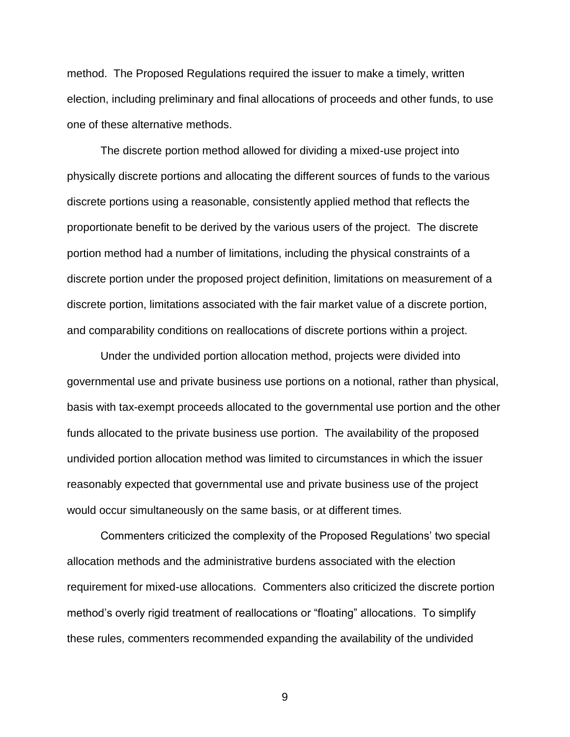method. The Proposed Regulations required the issuer to make a timely, written election, including preliminary and final allocations of proceeds and other funds, to use one of these alternative methods.

The discrete portion method allowed for dividing a mixed-use project into physically discrete portions and allocating the different sources of funds to the various discrete portions using a reasonable, consistently applied method that reflects the proportionate benefit to be derived by the various users of the project. The discrete portion method had a number of limitations, including the physical constraints of a discrete portion under the proposed project definition, limitations on measurement of a discrete portion, limitations associated with the fair market value of a discrete portion, and comparability conditions on reallocations of discrete portions within a project.

Under the undivided portion allocation method, projects were divided into governmental use and private business use portions on a notional, rather than physical, basis with tax-exempt proceeds allocated to the governmental use portion and the other funds allocated to the private business use portion. The availability of the proposed undivided portion allocation method was limited to circumstances in which the issuer reasonably expected that governmental use and private business use of the project would occur simultaneously on the same basis, or at different times.

Commenters criticized the complexity of the Proposed Regulations' two special allocation methods and the administrative burdens associated with the election requirement for mixed-use allocations. Commenters also criticized the discrete portion method's overly rigid treatment of reallocations or "floating" allocations. To simplify these rules, commenters recommended expanding the availability of the undivided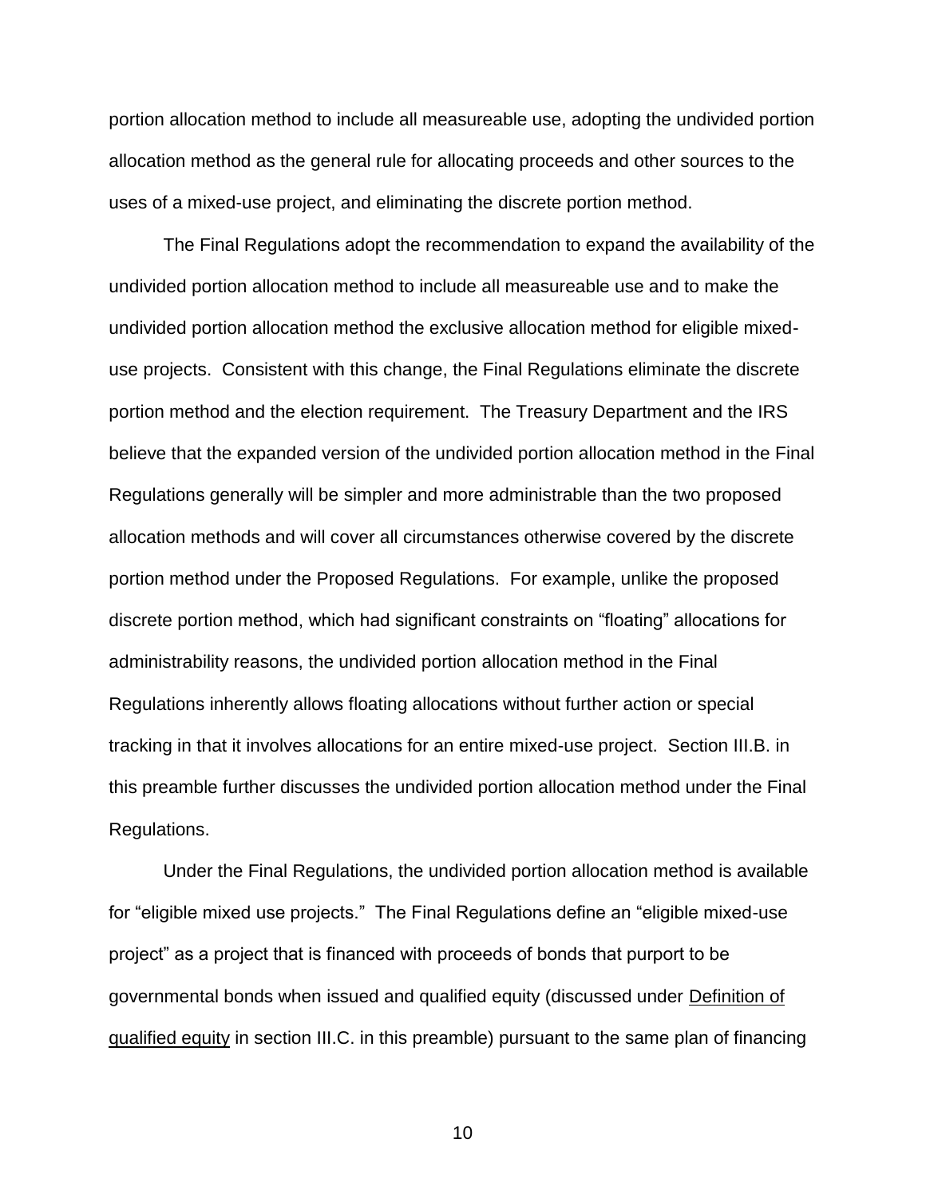portion allocation method to include all measureable use, adopting the undivided portion allocation method as the general rule for allocating proceeds and other sources to the uses of a mixed-use project, and eliminating the discrete portion method.

The Final Regulations adopt the recommendation to expand the availability of the undivided portion allocation method to include all measureable use and to make the undivided portion allocation method the exclusive allocation method for eligible mixed-use projects. Consistent with this change, the Final Regulations eliminate the discrete portion method and the election requirement. The Treasury Department and the IRS believe that the expanded version of the undivided portion allocation method in the Final Regulations generally will be simpler and more administrable than the two proposed allocation methods and will cover all circumstances otherwise covered by the discrete portion method under the Proposed Regulations. For example, unlike the proposed discrete portion method, which had significant constraints on "floating" allocations for administrability reasons, the undivided portion allocation method in the Final Regulations inherently allows floating allocations without further action or special tracking in that it involves allocations for an entire mixed-use project. Section III.B. in this preamble further discusses the undivided portion allocation method under the Final Regulations.

Under the Final Regulations, the undivided portion allocation method is available for "eligible mixed use projects." The Final Regulations define an "eligible mixed-use project" as a project that is financed with proceeds of bonds that purport to be governmental bonds when issued and qualified equity (discussed under Definition of qualified equity in section III.C. in this preamble) pursuant to the same plan of financing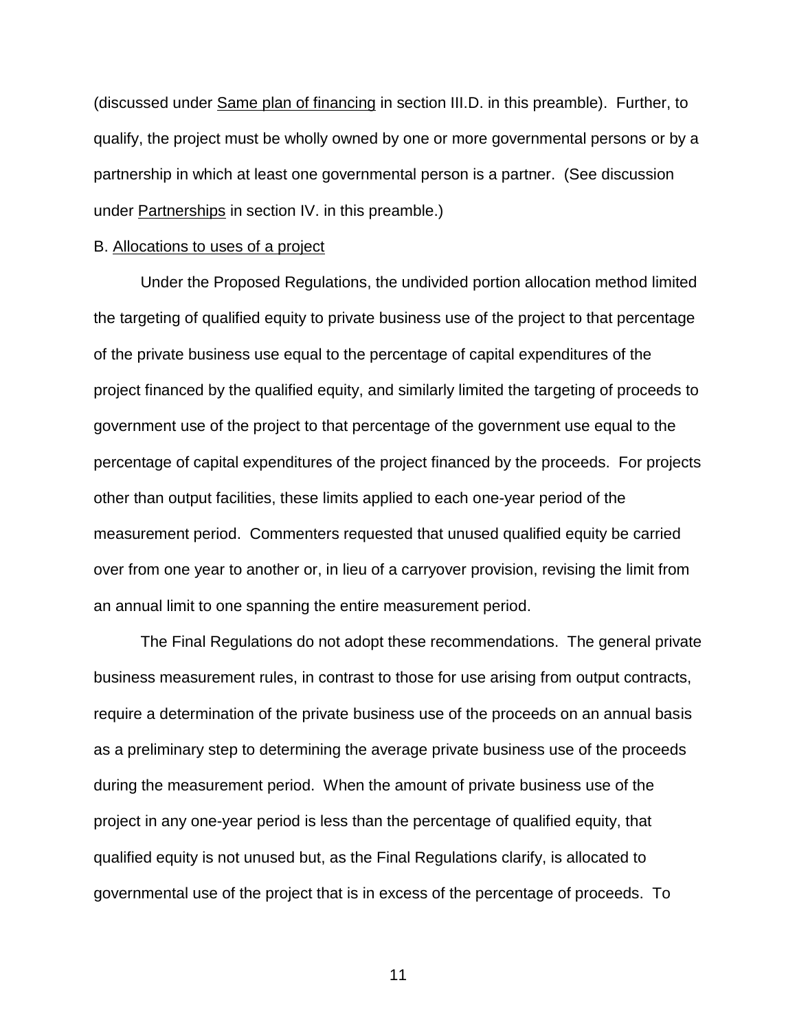(discussed under Same plan of financing in section III.D. in this preamble). Further, to qualify, the project must be wholly owned by one or more governmental persons or by a partnership in which at least one governmental person is a partner. (See discussion under Partnerships in section IV. in this preamble.)

B. Allocations to uses of a project

Under the Proposed Regulations, the undivided portion allocation method limited the targeting of qualified equity to private business use of the project to that percentage of the private business use equal to the percentage of capital expenditures of the project financed by the qualified equity, and similarly limited the targeting of proceeds to government use of the project to that percentage of the government use equal to the percentage of capital expenditures of the project financed by the proceeds. For projects other than output facilities, these limits applied to each one-year period of the measurement period. Commenters requested that unused qualified equity be carried over from one year to another or, in lieu of a carryover provision, revising the limit from an annual limit to one spanning the entire measurement period.

The Final Regulations do not adopt these recommendations. The general private business measurement rules, in contrast to those for use arising from output contracts, require a determination of the private business use of the proceeds on an annual basis as a preliminary step to determining the average private business use of the proceeds during the measurement period. When the amount of private business use of the project in any one-year period is less than the percentage of qualified equity, that qualified equity is not unused but, as the Final Regulations clarify, is allocated to governmental use of the project that is in excess of the percentage of proceeds. To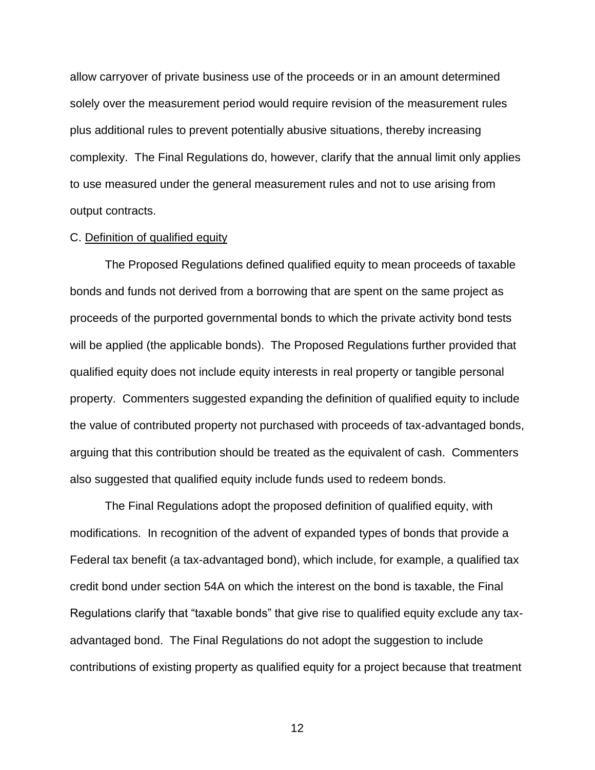allow carryover of private business use of the proceeds or in an amount determined solely over the measurement period would require revision of the measurement rules plus additional rules to prevent potentially abusive situations, thereby increasing complexity. The Final Regulations do, however, clarify that the annual limit only applies to use measured under the general measurement rules and not to use arising from output contracts.

C. Definition of qualified equity

The Proposed Regulations defined qualified equity to mean proceeds of taxable bonds and funds not derived from a borrowing that are spent on the same project as proceeds of the purported governmental bonds to which the private activity bond tests will be applied (the applicable bonds). The Proposed Regulations further provided that qualified equity does not include equity interests in real property or tangible personal property. Commenters suggested expanding the definition of qualified equity to include the value of contributed property not purchased with proceeds of tax-advantaged bonds, arguing that this contribution should be treated as the equivalent of cash. Commenters also suggested that qualified equity include funds used to redeem bonds.

The Final Regulations adopt the proposed definition of qualified equity, with modifications. In recognition of the advent of expanded types of bonds that provide a Federal tax benefit (a tax-advantaged bond), which include, for example, a qualified tax credit bond under section 54A on which the interest on the bond is taxable, the Final Regulations clarify that "taxable bonds" that give rise to qualified equity exclude any tax-advantaged bond. The Final Regulations do not adopt the suggestion to include contributions of existing property as qualified equity for a project because that treatment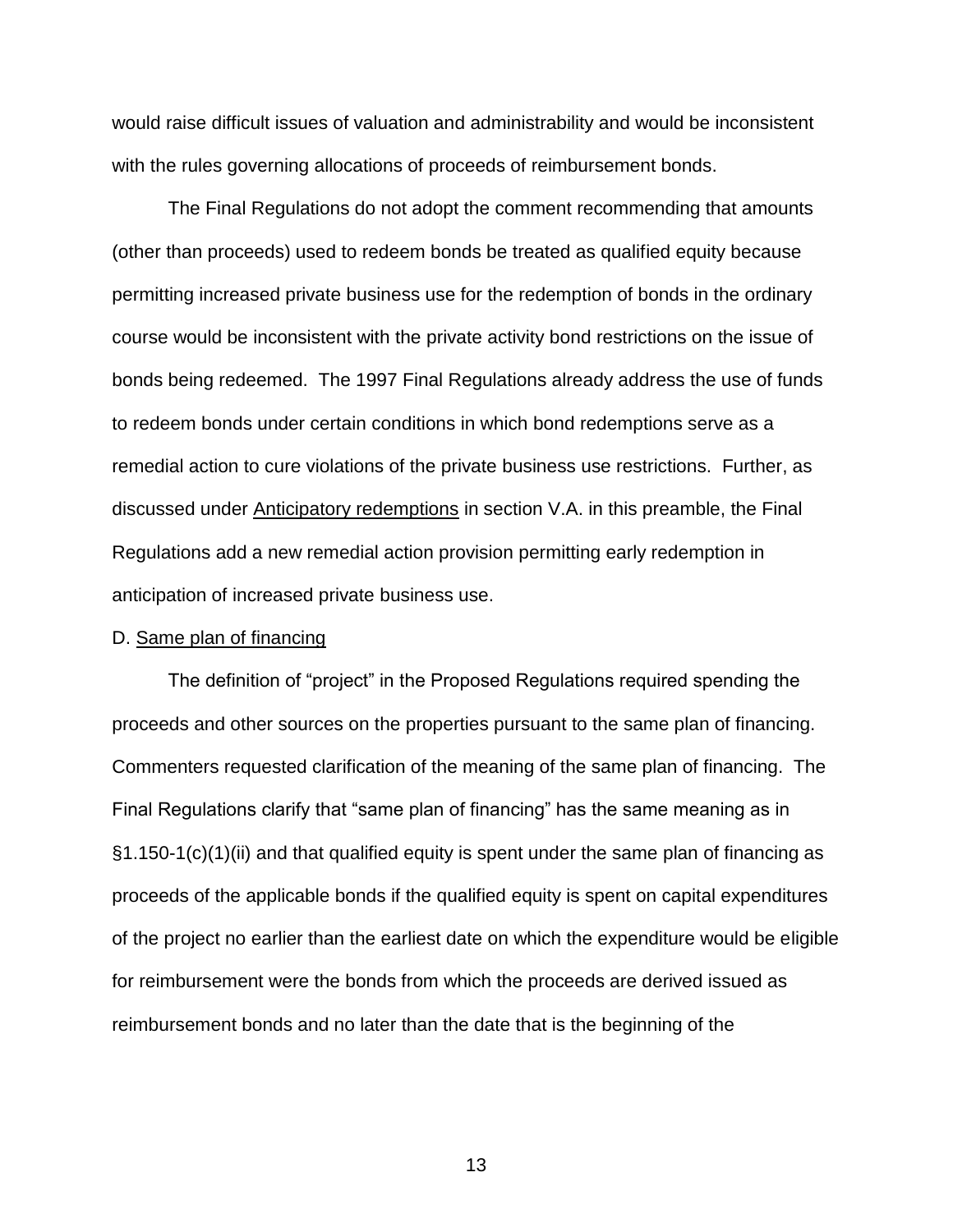would raise difficult issues of valuation and administrability and would be inconsistent with the rules governing allocations of proceeds of reimbursement bonds.

The Final Regulations do not adopt the comment recommending that amounts (other than proceeds) used to redeem bonds be treated as qualified equity because permitting increased private business use for the redemption of bonds in the ordinary course would be inconsistent with the private activity bond restrictions on the issue of bonds being redeemed. The 1997 Final Regulations already address the use of funds to redeem bonds under certain conditions in which bond redemptions serve as a remedial action to cure violations of the private business use restrictions. Further, as discussed under Anticipatory redemptions in section V.A. in this preamble, the Final Regulations add a new remedial action provision permitting early redemption in anticipation of increased private business use.

D. Same plan of financing

The definition of "project" in the Proposed Regulations required spending the proceeds and other sources on the properties pursuant to the same plan of financing. Commenters requested clarification of the meaning of the same plan of financing. The Final Regulations clarify that "same plan of financing" has the same meaning as in §1.150-1(c)(1)(ii) and that qualified equity is spent under the same plan of financing as proceeds of the applicable bonds if the qualified equity is spent on capital expenditures of the project no earlier than the earliest date on which the expenditure would be eligible for reimbursement were the bonds from which the proceeds are derived issued as reimbursement bonds and no later than the date that is the beginning of the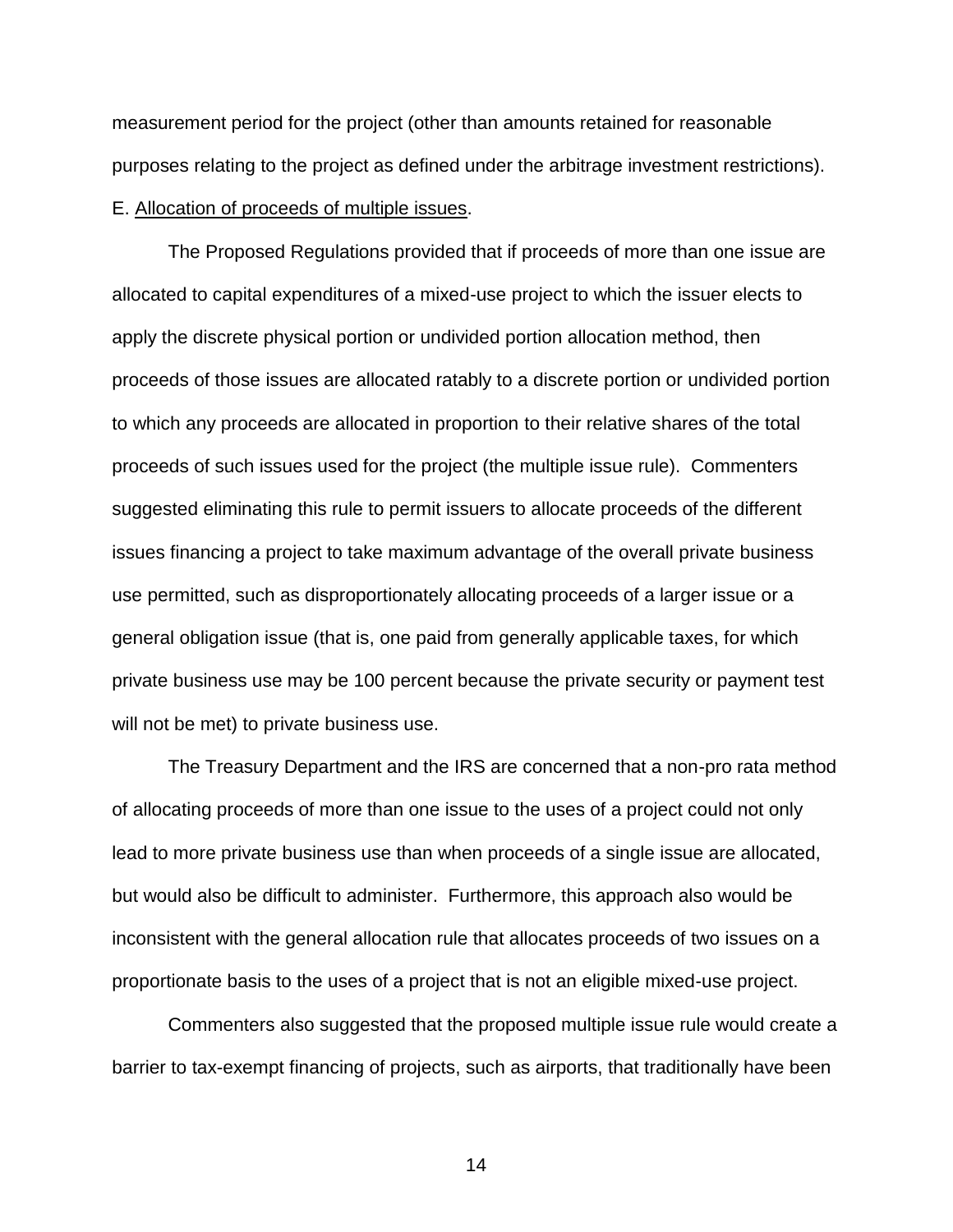measurement period for the project (other than amounts retained for reasonable purposes relating to the project as defined under the arbitrage investment restrictions).

E. Allocation of proceeds of multiple issues.

The Proposed Regulations provided that if proceeds of more than one issue are allocated to capital expenditures of a mixed-use project to which the issuer elects to apply the discrete physical portion or undivided portion allocation method, then proceeds of those issues are allocated ratably to a discrete portion or undivided portion to which any proceeds are allocated in proportion to their relative shares of the total proceeds of such issues used for the project (the multiple issue rule). Commenters suggested eliminating this rule to permit issuers to allocate proceeds of the different issues financing a project to take maximum advantage of the overall private business use permitted, such as disproportionately allocating proceeds of a larger issue or a general obligation issue (that is, one paid from generally applicable taxes, for which private business use may be 100 percent because the private security or payment test will not be met) to private business use.

The Treasury Department and the IRS are concerned that a non-pro rata method of allocating proceeds of more than one issue to the uses of a project could not only lead to more private business use than when proceeds of a single issue are allocated, but would also be difficult to administer. Furthermore, this approach also would be inconsistent with the general allocation rule that allocates proceeds of two issues on a proportionate basis to the uses of a project that is not an eligible mixed-use project.

Commenters also suggested that the proposed multiple issue rule would create a barrier to tax-exempt financing of projects, such as airports, that traditionally have been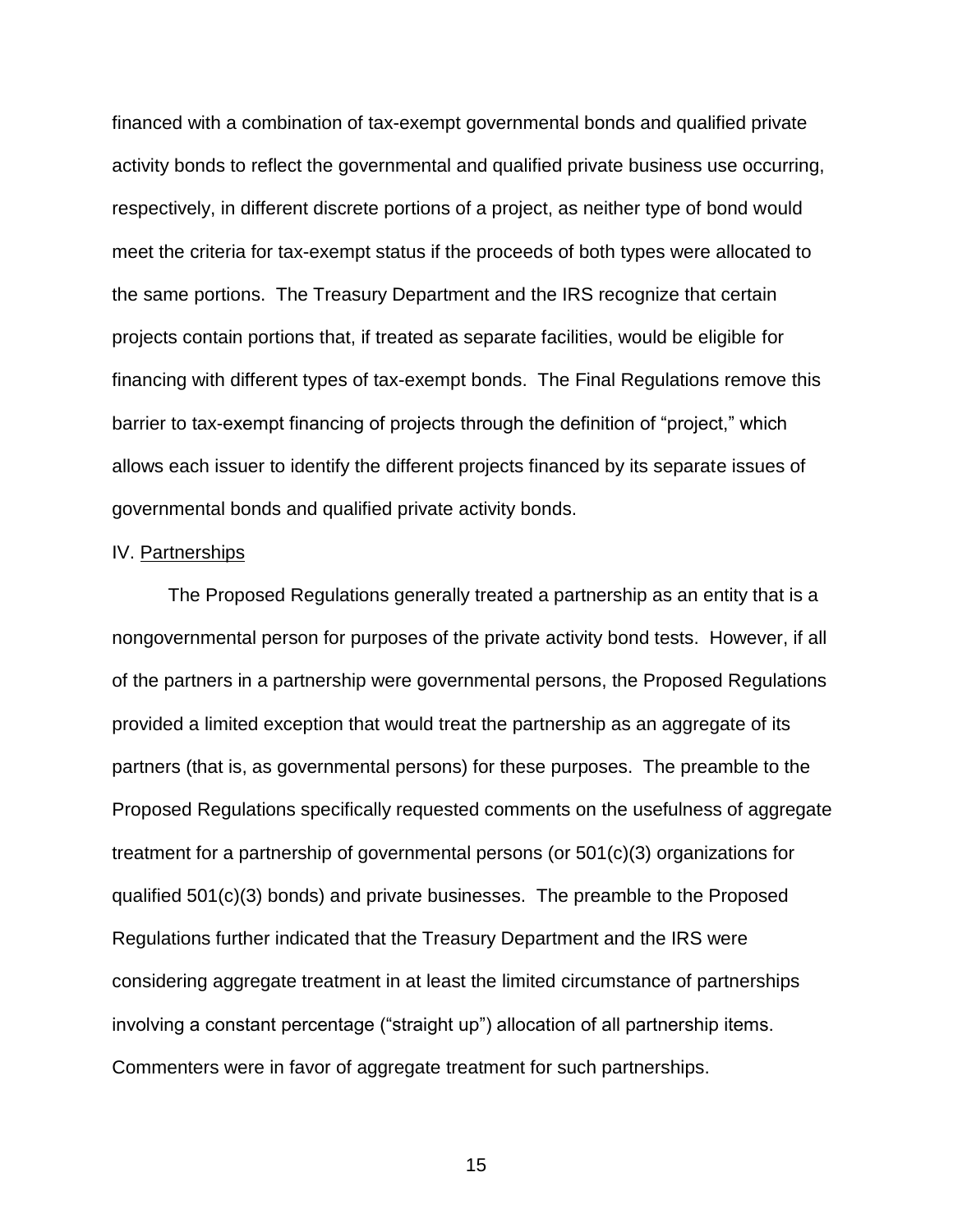financed with a combination of tax-exempt governmental bonds and qualified private activity bonds to reflect the governmental and qualified private business use occurring, respectively, in different discrete portions of a project, as neither type of bond would meet the criteria for tax-exempt status if the proceeds of both types were allocated to the same portions. The Treasury Department and the IRS recognize that certain projects contain portions that, if treated as separate facilities, would be eligible for financing with different types of tax-exempt bonds. The Final Regulations remove this barrier to tax-exempt financing of projects through the definition of "project," which allows each issuer to identify the different projects financed by its separate issues of governmental bonds and qualified private activity bonds.

IV. Partnerships

The Proposed Regulations generally treated a partnership as an entity that is a nongovernmental person for purposes of the private activity bond tests. However, if all of the partners in a partnership were governmental persons, the Proposed Regulations provided a limited exception that would treat the partnership as an aggregate of its partners (that is, as governmental persons) for these purposes. The preamble to the Proposed Regulations specifically requested comments on the usefulness of aggregate treatment for a partnership of governmental persons (or 501(c)(3) organizations for qualified 501(c)(3) bonds) and private businesses. The preamble to the Proposed Regulations further indicated that the Treasury Department and the IRS were considering aggregate treatment in at least the limited circumstance of partnerships involving a constant percentage ("straight up") allocation of all partnership items. Commenters were in favor of aggregate treatment for such partnerships.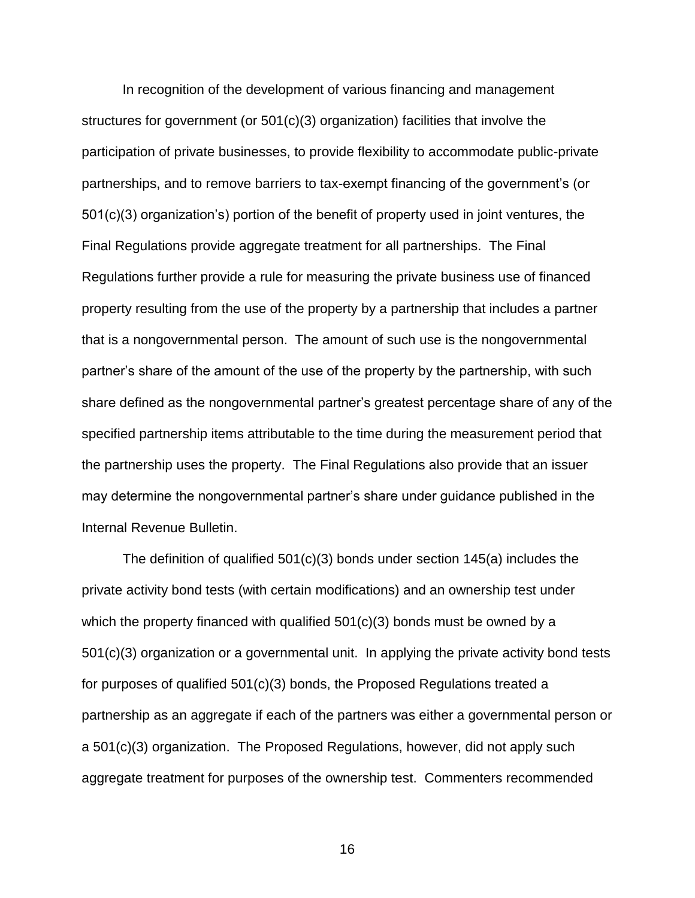In recognition of the development of various financing and management structures for government (or 501(c)(3) organization) facilities that involve the participation of private businesses, to provide flexibility to accommodate public-private partnerships, and to remove barriers to tax-exempt financing of the government's (or 501(c)(3) organization's) portion of the benefit of property used in joint ventures, the Final Regulations provide aggregate treatment for all partnerships. The Final Regulations further provide a rule for measuring the private business use of financed property resulting from the use of the property by a partnership that includes a partner that is a nongovernmental person. The amount of such use is the nongovernmental partner's share of the amount of the use of the property by the partnership, with such share defined as the nongovernmental partner's greatest percentage share of any of the specified partnership items attributable to the time during the measurement period that the partnership uses the property. The Final Regulations also provide that an issuer may determine the nongovernmental partner's share under guidance published in the Internal Revenue Bulletin.

The definition of qualified 501(c)(3) bonds under section 145(a) includes the private activity bond tests (with certain modifications) and an ownership test under which the property financed with qualified 501(c)(3) bonds must be owned by a 501(c)(3) organization or a governmental unit. In applying the private activity bond tests for purposes of qualified 501(c)(3) bonds, the Proposed Regulations treated a partnership as an aggregate if each of the partners was either a governmental person or a 501(c)(3) organization. The Proposed Regulations, however, did not apply such aggregate treatment for purposes of the ownership test. Commenters recommended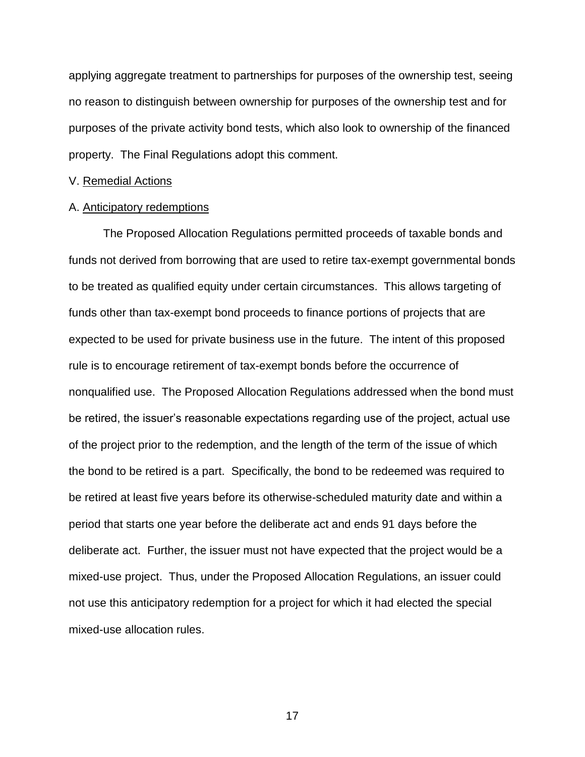applying aggregate treatment to partnerships for purposes of the ownership test, seeing no reason to distinguish between ownership for purposes of the ownership test and for purposes of the private activity bond tests, which also look to ownership of the financed property. The Final Regulations adopt this comment.

V. Remedial Actions

A. Anticipatory redemptions

The Proposed Allocation Regulations permitted proceeds of taxable bonds and funds not derived from borrowing that are used to retire tax-exempt governmental bonds to be treated as qualified equity under certain circumstances. This allows targeting of funds other than tax-exempt bond proceeds to finance portions of projects that are expected to be used for private business use in the future. The intent of this proposed rule is to encourage retirement of tax-exempt bonds before the occurrence of nonqualified use. The Proposed Allocation Regulations addressed when the bond must be retired, the issuer's reasonable expectations regarding use of the project, actual use of the project prior to the redemption, and the length of the term of the issue of which the bond to be retired is a part. Specifically, the bond to be redeemed was required to be retired at least five years before its otherwise-scheduled maturity date and within a period that starts one year before the deliberate act and ends 91 days before the deliberate act. Further, the issuer must not have expected that the project would be a mixed-use project. Thus, under the Proposed Allocation Regulations, an issuer could not use this anticipatory redemption for a project for which it had elected the special mixed-use allocation rules.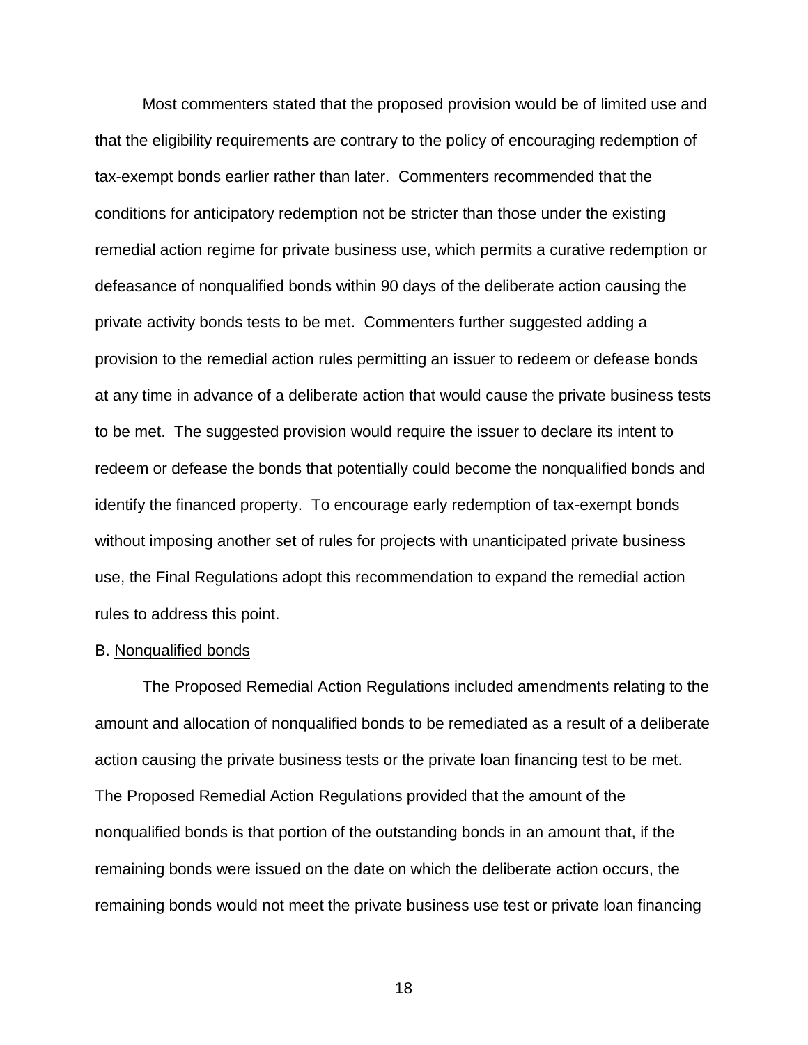Most commenters stated that the proposed provision would be of limited use and that the eligibility requirements are contrary to the policy of encouraging redemption of tax-exempt bonds earlier rather than later. Commenters recommended that the conditions for anticipatory redemption not be stricter than those under the existing remedial action regime for private business use, which permits a curative redemption or defeasance of nonqualified bonds within 90 days of the deliberate action causing the private activity bonds tests to be met. Commenters further suggested adding a provision to the remedial action rules permitting an issuer to redeem or defease bonds at any time in advance of a deliberate action that would cause the private business tests to be met. The suggested provision would require the issuer to declare its intent to redeem or defease the bonds that potentially could become the nonqualified bonds and identify the financed property. To encourage early redemption of tax-exempt bonds without imposing another set of rules for projects with unanticipated private business use, the Final Regulations adopt this recommendation to expand the remedial action rules to address this point.

B. Nonqualified bonds

The Proposed Remedial Action Regulations included amendments relating to the amount and allocation of nonqualified bonds to be remediated as a result of a deliberate action causing the private business tests or the private loan financing test to be met. The Proposed Remedial Action Regulations provided that the amount of the nonqualified bonds is that portion of the outstanding bonds in an amount that, if the remaining bonds were issued on the date on which the deliberate action occurs, the remaining bonds would not meet the private business use test or private loan financing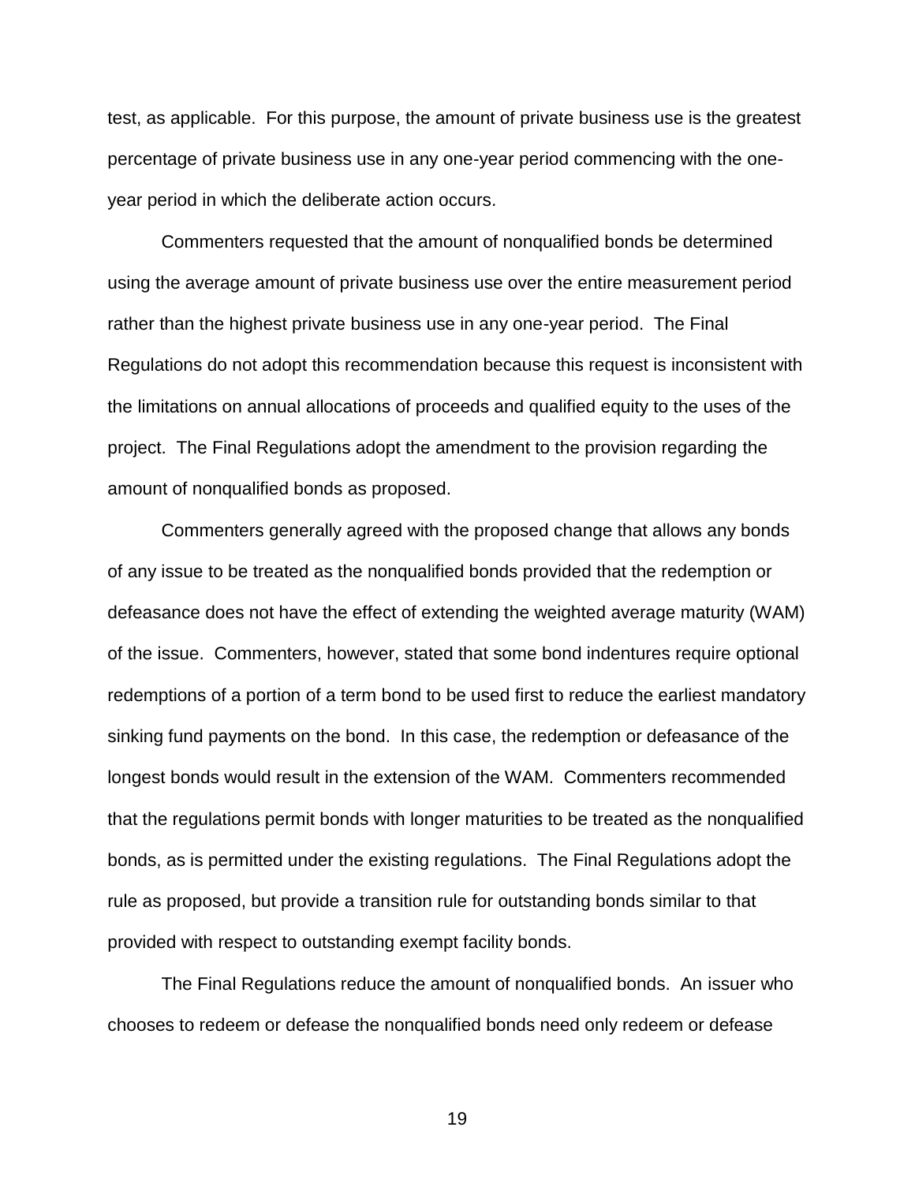test, as applicable. For this purpose, the amount of private business use is the greatest percentage of private business use in any one-year period commencing with the one-year period in which the deliberate action occurs.

Commenters requested that the amount of nonqualified bonds be determined using the average amount of private business use over the entire measurement period rather than the highest private business use in any one-year period. The Final Regulations do not adopt this recommendation because this request is inconsistent with the limitations on annual allocations of proceeds and qualified equity to the uses of the project. The Final Regulations adopt the amendment to the provision regarding the amount of nonqualified bonds as proposed.

Commenters generally agreed with the proposed change that allows any bonds of any issue to be treated as the nonqualified bonds provided that the redemption or defeasance does not have the effect of extending the weighted average maturity (WAM) of the issue. Commenters, however, stated that some bond indentures require optional redemptions of a portion of a term bond to be used first to reduce the earliest mandatory sinking fund payments on the bond. In this case, the redemption or defeasance of the longest bonds would result in the extension of the WAM. Commenters recommended that the regulations permit bonds with longer maturities to be treated as the nonqualified bonds, as is permitted under the existing regulations. The Final Regulations adopt the rule as proposed, but provide a transition rule for outstanding bonds similar to that provided with respect to outstanding exempt facility bonds.

The Final Regulations reduce the amount of nonqualified bonds. An issuer who chooses to redeem or defease the nonqualified bonds need only redeem or defease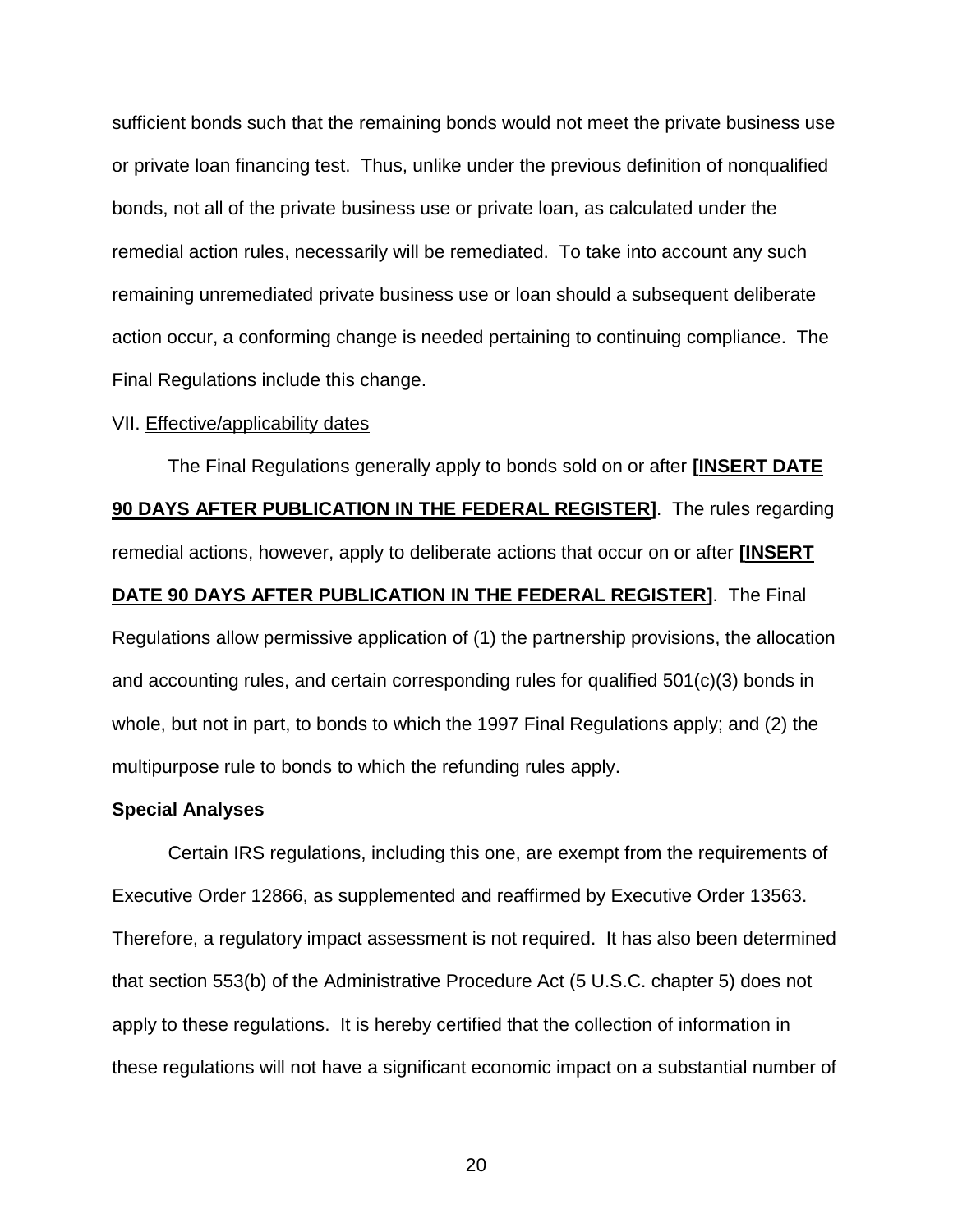sufficient bonds such that the remaining bonds would not meet the private business use or private loan financing test. Thus, unlike under the previous definition of nonqualified bonds, not all of the private business use or private loan, as calculated under the remedial action rules, necessarily will be remediated. To take into account any such remaining unremediated private business use or loan should a subsequent deliberate action occur, a conforming change is needed pertaining to continuing compliance. The Final Regulations include this change.

VII. Effective/applicability dates

The Final Regulations generally apply to bonds sold on or after **[INSERT DATE 90 DAYS AFTER PUBLICATION IN THE FEDERAL REGISTER]**. The rules regarding remedial actions, however, apply to deliberate actions that occur on or after **[INSERT DATE 90 DAYS AFTER PUBLICATION IN THE FEDERAL REGISTER]**. The Final Regulations allow permissive application of (1) the partnership provisions, the allocation and accounting rules, and certain corresponding rules for qualified 501(c)(3) bonds in whole, but not in part, to bonds to which the 1997 Final Regulations apply; and (2) the multipurpose rule to bonds to which the refunding rules apply.

**Special Analyses**

Certain IRS regulations, including this one, are exempt from the requirements of Executive Order 12866, as supplemented and reaffirmed by Executive Order 13563. Therefore, a regulatory impact assessment is not required. It has also been determined that section 553(b) of the Administrative Procedure Act (5 U.S.C. chapter 5) does not apply to these regulations. It is hereby certified that the collection of information in these regulations will not have a significant economic impact on a substantial number of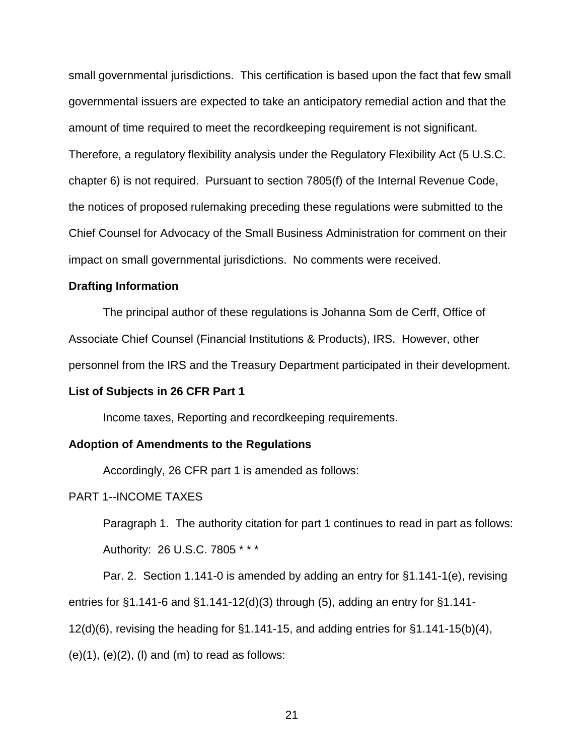small governmental jurisdictions. This certification is based upon the fact that few small governmental issuers are expected to take an anticipatory remedial action and that the amount of time required to meet the recordkeeping requirement is not significant. Therefore, a regulatory flexibility analysis under the Regulatory Flexibility Act (5 U.S.C. chapter 6) is not required. Pursuant to section 7805(f) of the Internal Revenue Code, the notices of proposed rulemaking preceding these regulations were submitted to the Chief Counsel for Advocacy of the Small Business Administration for comment on their impact on small governmental jurisdictions. No comments were received.

**Drafting Information**

The principal author of these regulations is Johanna Som de Cerff, Office of Associate Chief Counsel (Financial Institutions & Products), IRS. However, other personnel from the IRS and the Treasury Department participated in their development.

**List of Subjects in 26 CFR Part 1**

Income taxes, Reporting and recordkeeping requirements.

**Adoption of Amendments to the Regulations**

Accordingly, 26 CFR part 1 is amended as follows:

PART 1--INCOME TAXES

Paragraph 1. The authority citation for part 1 continues to read in part as follows:

Authority: 26 U.S.C. 7805 * * *

Par. 2. Section 1.141-0 is amended by adding an entry for §1.141-1(e), revising entries for §1.141-6 and §1.141-12(d)(3) through (5), adding an entry for §1.141-12(d)(6), revising the heading for §1.141-15, and adding entries for §1.141-15(b)(4), (e)(1), (e)(2), (l) and (m) to read as follows: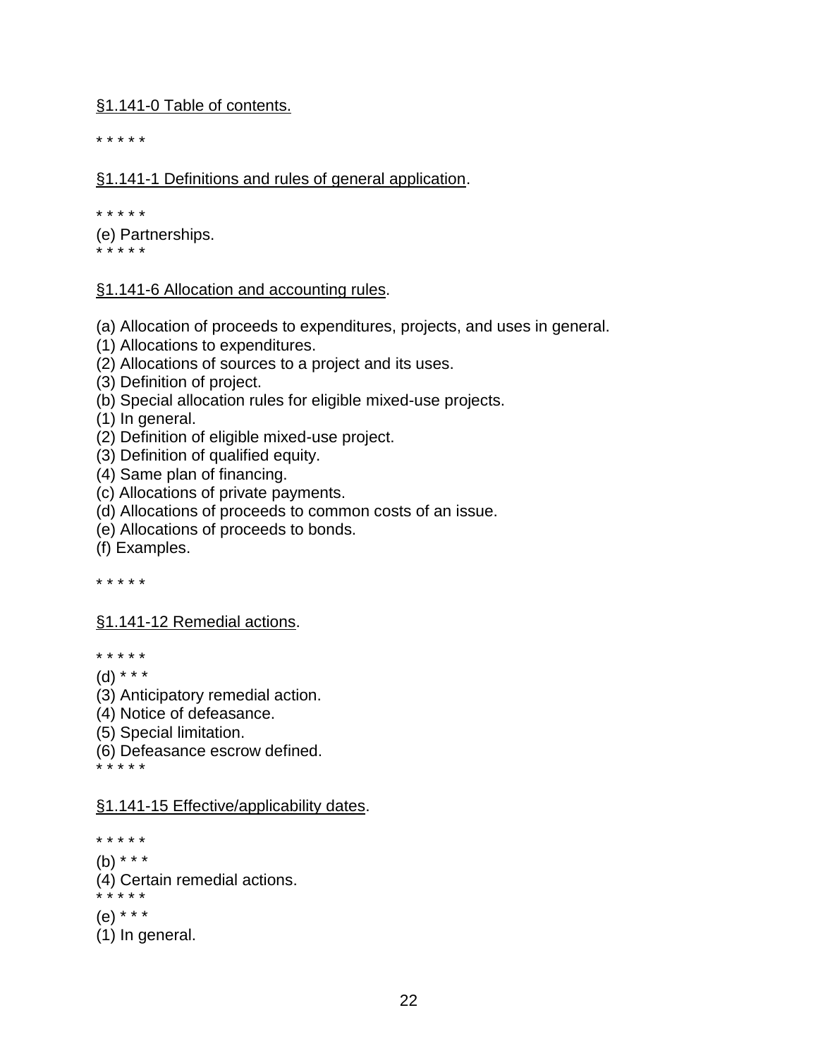<u>§1.141-0 Table of contents.</u>

\* \* \* \* \*

<u>§1.141-1 Definitions and rules of general application</u>.

\* \* \* \* \*

(e) Partnerships.

\* \* \* \* \*

<u>§1.141-6 Allocation and accounting rules</u>.

(a) Allocation of proceeds to expenditures, projects, and uses in general.
(1) Allocations to expenditures.
(2) Allocations of sources to a project and its uses.
(3) Definition of project.
(b) Special allocation rules for eligible mixed-use projects.
(1) In general.
(2) Definition of eligible mixed-use project.
(3) Definition of qualified equity.
(4) Same plan of financing.
(c) Allocations of private payments.
(d) Allocations of proceeds to common costs of an issue.
(e) Allocations of proceeds to bonds.
(f) Examples.

\* \* \* \* \*

<u>§1.141-12 Remedial actions</u>.

\* \* \* \* \*

(d) \* \* \*
(3) Anticipatory remedial action.
(4) Notice of defeasance.
(5) Special limitation.
(6) Defeasance escrow defined.

\* \* \* \* \*

<u>§1.141-15 Effective/applicability dates</u>.

\* \* \* \* \*

(b) \* \* \*
(4) Certain remedial actions.

\* \* \* \* \*

(e) \* \* \*
(1) In general.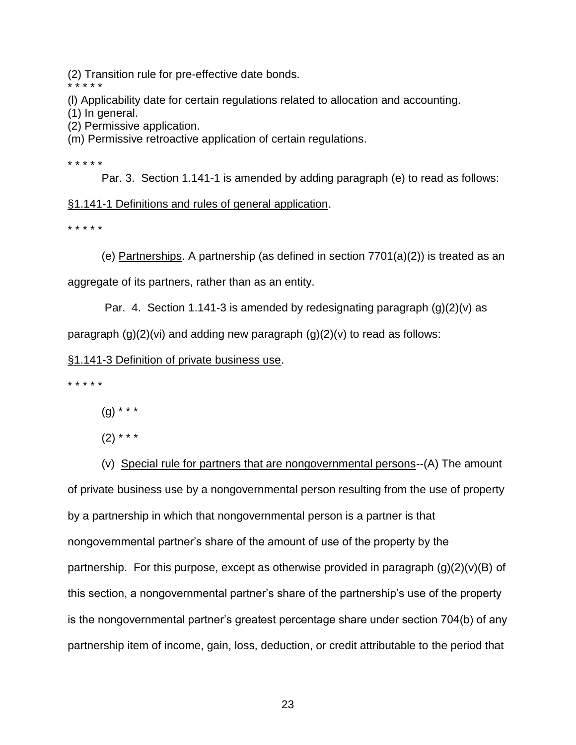(2) Transition rule for pre-effective date bonds.

\* \* \* \* \*

(l) Applicability date for certain regulations related to allocation and accounting.

(1) In general.

(2) Permissive application.

(m) Permissive retroactive application of certain regulations.

\* \* \* \* \*

Par. 3. Section 1.141-1 is amended by adding paragraph (e) to read as follows:

§1.141-1 Definitions and rules of general application.

\* \* \* \* \*

(e) Partnerships. A partnership (as defined in section 7701(a)(2)) is treated as an aggregate of its partners, rather than as an entity.

Par. 4. Section 1.141-3 is amended by redesignating paragraph (g)(2)(v) as paragraph (g)(2)(vi) and adding new paragraph (g)(2)(v) to read as follows:

§1.141-3 Definition of private business use.

\* \* \* \* \*

(g) \* \* \*

(2) \* \* \*

(v) Special rule for partners that are nongovernmental persons--(A) The amount of private business use by a nongovernmental person resulting from the use of property by a partnership in which that nongovernmental person is a partner is that nongovernmental partner's share of the amount of use of the property by the partnership. For this purpose, except as otherwise provided in paragraph (g)(2)(v)(B) of this section, a nongovernmental partner's share of the partnership's use of the property is the nongovernmental partner's greatest percentage share under section 704(b) of any partnership item of income, gain, loss, deduction, or credit attributable to the period that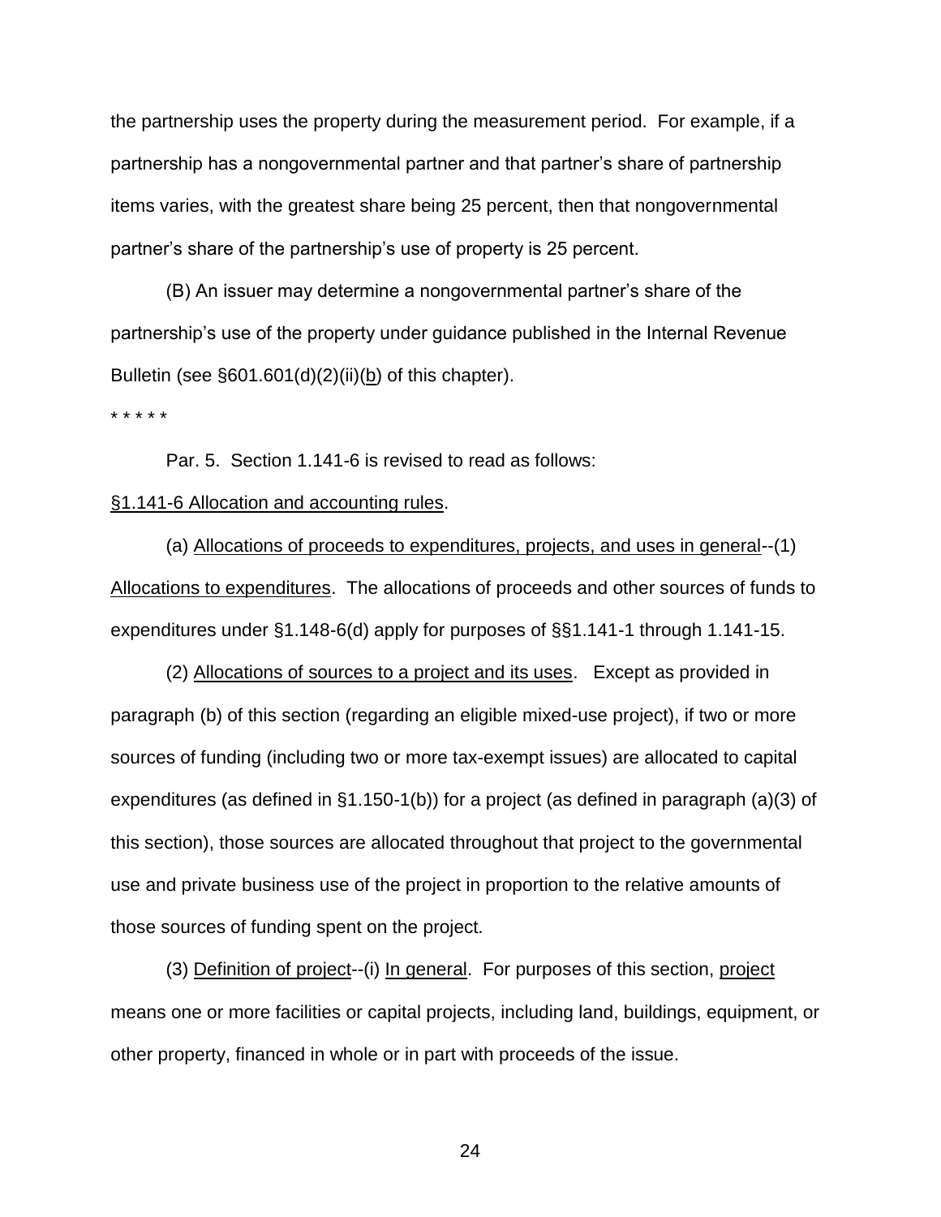the partnership uses the property during the measurement period. For example, if a partnership has a nongovernmental partner and that partner's share of partnership items varies, with the greatest share being 25 percent, then that nongovernmental partner's share of the partnership's use of property is 25 percent.

(B) An issuer may determine a nongovernmental partner's share of the partnership's use of the property under guidance published in the Internal Revenue Bulletin (see §601.601(d)(2)(ii)(b) of this chapter).

* * * * *

Par. 5. Section 1.141-6 is revised to read as follows:

§1.141-6 Allocation and accounting rules.

(a) Allocations of proceeds to expenditures, projects, and uses in general--(1) Allocations to expenditures. The allocations of proceeds and other sources of funds to expenditures under §1.148-6(d) apply for purposes of §§1.141-1 through 1.141-15.

(2) Allocations of sources to a project and its uses. Except as provided in paragraph (b) of this section (regarding an eligible mixed-use project), if two or more sources of funding (including two or more tax-exempt issues) are allocated to capital expenditures (as defined in §1.150-1(b)) for a project (as defined in paragraph (a)(3) of this section), those sources are allocated throughout that project to the governmental use and private business use of the project in proportion to the relative amounts of those sources of funding spent on the project.

(3) Definition of project--(i) In general. For purposes of this section, project means one or more facilities or capital projects, including land, buildings, equipment, or other property, financed in whole or in part with proceeds of the issue.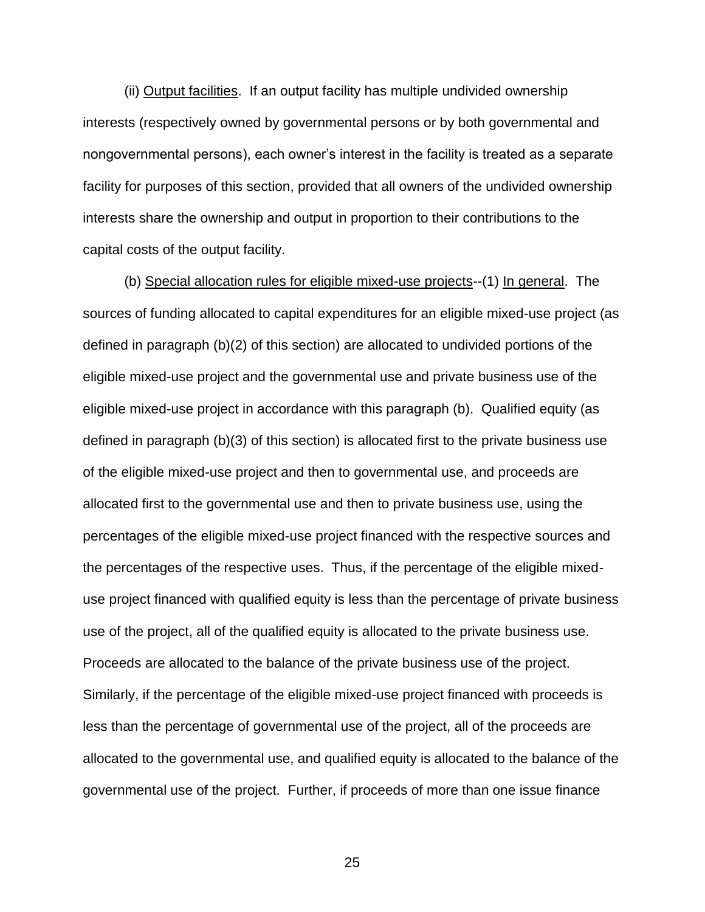(ii) Output facilities. If an output facility has multiple undivided ownership interests (respectively owned by governmental persons or by both governmental and nongovernmental persons), each owner's interest in the facility is treated as a separate facility for purposes of this section, provided that all owners of the undivided ownership interests share the ownership and output in proportion to their contributions to the capital costs of the output facility.

(b) Special allocation rules for eligible mixed-use projects--(1) In general. The sources of funding allocated to capital expenditures for an eligible mixed-use project (as defined in paragraph (b)(2) of this section) are allocated to undivided portions of the eligible mixed-use project and the governmental use and private business use of the eligible mixed-use project in accordance with this paragraph (b). Qualified equity (as defined in paragraph (b)(3) of this section) is allocated first to the private business use of the eligible mixed-use project and then to governmental use, and proceeds are allocated first to the governmental use and then to private business use, using the percentages of the eligible mixed-use project financed with the respective sources and the percentages of the respective uses. Thus, if the percentage of the eligible mixed-use project financed with qualified equity is less than the percentage of private business use of the project, all of the qualified equity is allocated to the private business use. Proceeds are allocated to the balance of the private business use of the project. Similarly, if the percentage of the eligible mixed-use project financed with proceeds is less than the percentage of governmental use of the project, all of the proceeds are allocated to the governmental use, and qualified equity is allocated to the balance of the governmental use of the project. Further, if proceeds of more than one issue finance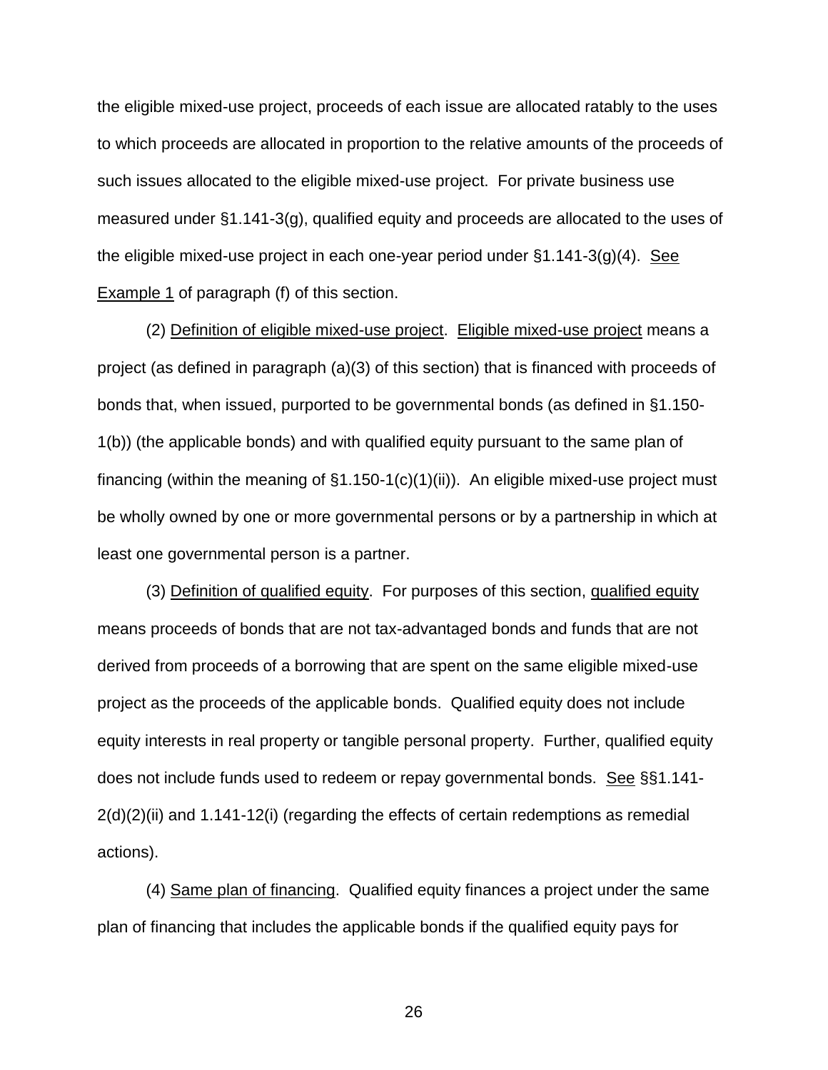the eligible mixed-use project, proceeds of each issue are allocated ratably to the uses to which proceeds are allocated in proportion to the relative amounts of the proceeds of such issues allocated to the eligible mixed-use project. For private business use measured under §1.141-3(g), qualified equity and proceeds are allocated to the uses of the eligible mixed-use project in each one-year period under §1.141-3(g)(4). See Example 1 of paragraph (f) of this section.

(2) Definition of eligible mixed-use project. Eligible mixed-use project means a project (as defined in paragraph (a)(3) of this section) that is financed with proceeds of bonds that, when issued, purported to be governmental bonds (as defined in §1.150-1(b)) (the applicable bonds) and with qualified equity pursuant to the same plan of financing (within the meaning of §1.150-1(c)(1)(ii)). An eligible mixed-use project must be wholly owned by one or more governmental persons or by a partnership in which at least one governmental person is a partner.

(3) Definition of qualified equity. For purposes of this section, qualified equity means proceeds of bonds that are not tax-advantaged bonds and funds that are not derived from proceeds of a borrowing that are spent on the same eligible mixed-use project as the proceeds of the applicable bonds. Qualified equity does not include equity interests in real property or tangible personal property. Further, qualified equity does not include funds used to redeem or repay governmental bonds. See §§1.141-2(d)(2)(ii) and 1.141-12(i) (regarding the effects of certain redemptions as remedial actions).

(4) Same plan of financing. Qualified equity finances a project under the same plan of financing that includes the applicable bonds if the qualified equity pays for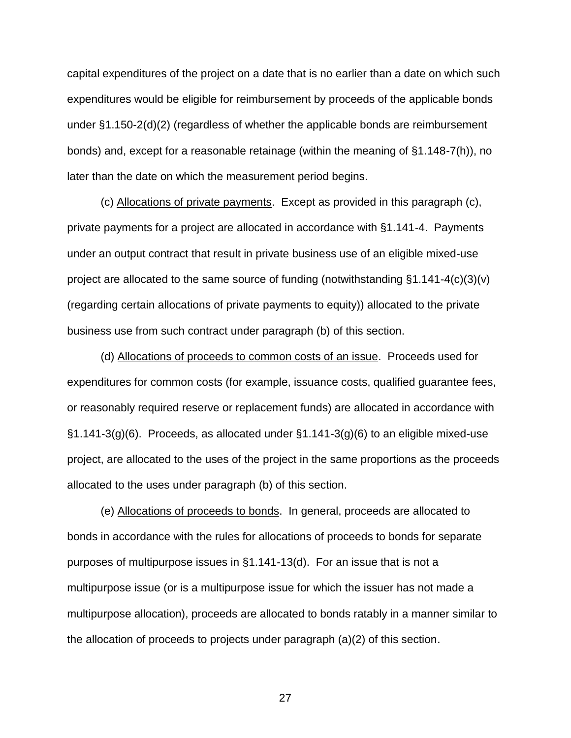capital expenditures of the project on a date that is no earlier than a date on which such expenditures would be eligible for reimbursement by proceeds of the applicable bonds under §1.150-2(d)(2) (regardless of whether the applicable bonds are reimbursement bonds) and, except for a reasonable retainage (within the meaning of §1.148-7(h)), no later than the date on which the measurement period begins.

(c) Allocations of private payments. Except as provided in this paragraph (c), private payments for a project are allocated in accordance with §1.141-4. Payments under an output contract that result in private business use of an eligible mixed-use project are allocated to the same source of funding (notwithstanding §1.141-4(c)(3)(v) (regarding certain allocations of private payments to equity)) allocated to the private business use from such contract under paragraph (b) of this section.

(d) Allocations of proceeds to common costs of an issue. Proceeds used for expenditures for common costs (for example, issuance costs, qualified guarantee fees, or reasonably required reserve or replacement funds) are allocated in accordance with §1.141-3(g)(6). Proceeds, as allocated under §1.141-3(g)(6) to an eligible mixed-use project, are allocated to the uses of the project in the same proportions as the proceeds allocated to the uses under paragraph (b) of this section.

(e) Allocations of proceeds to bonds. In general, proceeds are allocated to bonds in accordance with the rules for allocations of proceeds to bonds for separate purposes of multipurpose issues in §1.141-13(d). For an issue that is not a multipurpose issue (or is a multipurpose issue for which the issuer has not made a multipurpose allocation), proceeds are allocated to bonds ratably in a manner similar to the allocation of proceeds to projects under paragraph (a)(2) of this section.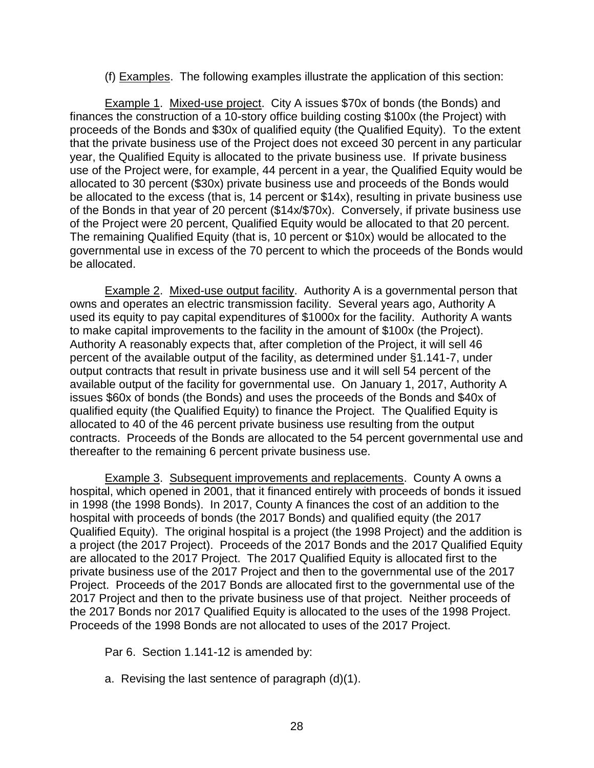(f) Examples. The following examples illustrate the application of this section:

Example 1. Mixed-use project. City A issues $70x of bonds (the Bonds) and finances the construction of a 10-story office building costing $100x (the Project) with proceeds of the Bonds and $30x of qualified equity (the Qualified Equity). To the extent that the private business use of the Project does not exceed 30 percent in any particular year, the Qualified Equity is allocated to the private business use. If private business use of the Project were, for example, 44 percent in a year, the Qualified Equity would be allocated to 30 percent ($30x) private business use and proceeds of the Bonds would be allocated to the excess (that is, 14 percent or $14x), resulting in private business use of the Bonds in that year of 20 percent ($14x/$70x). Conversely, if private business use of the Project were 20 percent, Qualified Equity would be allocated to that 20 percent. The remaining Qualified Equity (that is, 10 percent or $10x) would be allocated to the governmental use in excess of the 70 percent to which the proceeds of the Bonds would be allocated.

Example 2. Mixed-use output facility. Authority A is a governmental person that owns and operates an electric transmission facility. Several years ago, Authority A used its equity to pay capital expenditures of $1000x for the facility. Authority A wants to make capital improvements to the facility in the amount of $100x (the Project). Authority A reasonably expects that, after completion of the Project, it will sell 46 percent of the available output of the facility, as determined under §1.141-7, under output contracts that result in private business use and it will sell 54 percent of the available output of the facility for governmental use. On January 1, 2017, Authority A issues $60x of bonds (the Bonds) and uses the proceeds of the Bonds and $40x of qualified equity (the Qualified Equity) to finance the Project. The Qualified Equity is allocated to 40 of the 46 percent private business use resulting from the output contracts. Proceeds of the Bonds are allocated to the 54 percent governmental use and thereafter to the remaining 6 percent private business use.

Example 3. Subsequent improvements and replacements. County A owns a hospital, which opened in 2001, that it financed entirely with proceeds of bonds it issued in 1998 (the 1998 Bonds). In 2017, County A finances the cost of an addition to the hospital with proceeds of bonds (the 2017 Bonds) and qualified equity (the 2017 Qualified Equity). The original hospital is a project (the 1998 Project) and the addition is a project (the 2017 Project). Proceeds of the 2017 Bonds and the 2017 Qualified Equity are allocated to the 2017 Project. The 2017 Qualified Equity is allocated first to the private business use of the 2017 Project and then to the governmental use of the 2017 Project. Proceeds of the 2017 Bonds are allocated first to the governmental use of the 2017 Project and then to the private business use of that project. Neither proceeds of the 2017 Bonds nor 2017 Qualified Equity is allocated to the uses of the 1998 Project. Proceeds of the 1998 Bonds are not allocated to uses of the 2017 Project.

Par 6. Section 1.141-12 is amended by:

a. Revising the last sentence of paragraph (d)(1).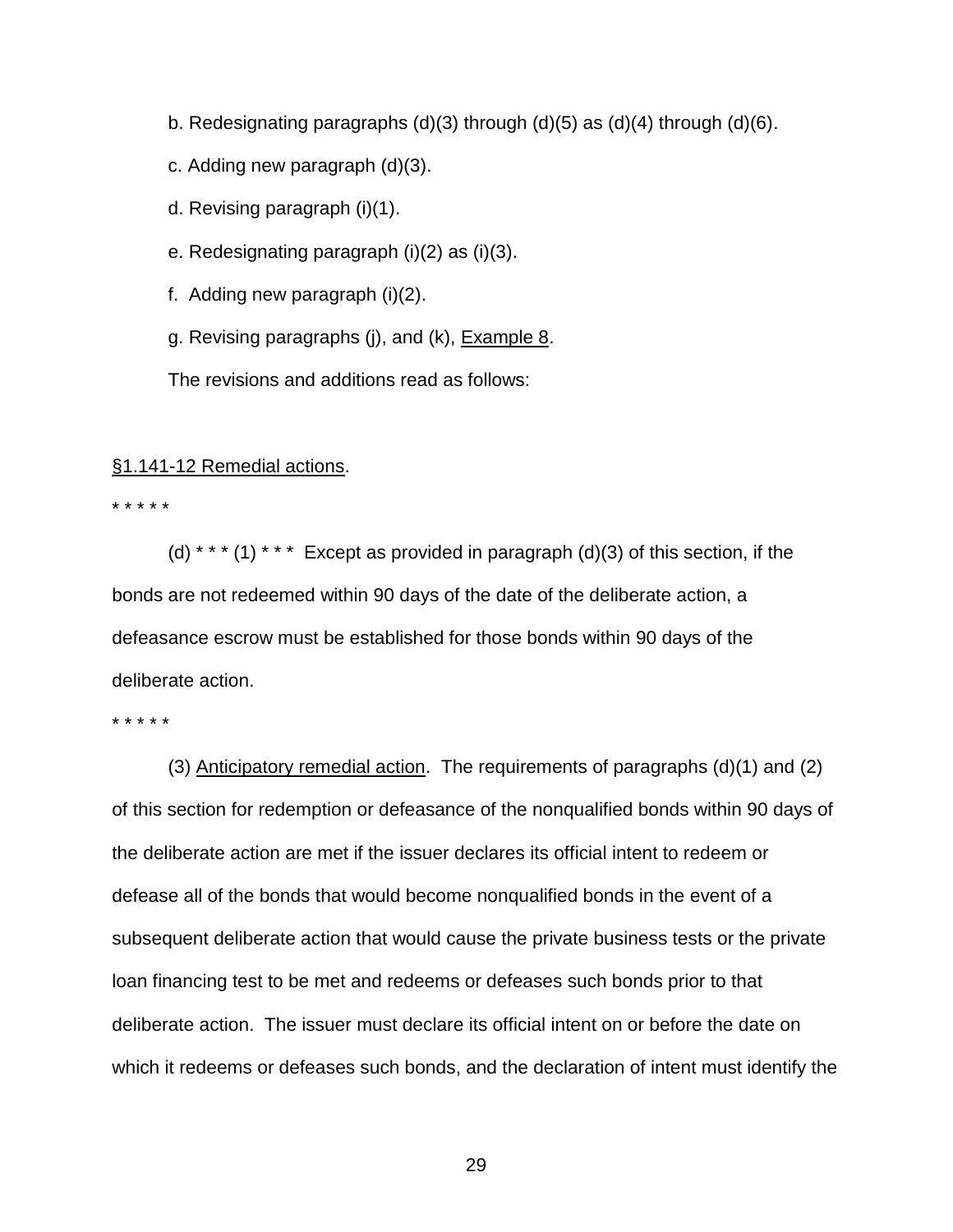b. Redesignating paragraphs (d)(3) through (d)(5) as (d)(4) through (d)(6).

c. Adding new paragraph (d)(3).

d. Revising paragraph (i)(1).

e. Redesignating paragraph (i)(2) as (i)(3).

f. Adding new paragraph (i)(2).

g. Revising paragraphs (j), and (k), <u>Example 8</u>.

The revisions and additions read as follows:

<u>§1.141-12 Remedial actions</u>.

* * * * *

(d) * * * (1) * * * Except as provided in paragraph (d)(3) of this section, if the bonds are not redeemed within 90 days of the date of the deliberate action, a defeasance escrow must be established for those bonds within 90 days of the deliberate action.

* * * * *

(3) <u>Anticipatory remedial action</u>. The requirements of paragraphs (d)(1) and (2) of this section for redemption or defeasance of the nonqualified bonds within 90 days of the deliberate action are met if the issuer declares its official intent to redeem or defease all of the bonds that would become nonqualified bonds in the event of a subsequent deliberate action that would cause the private business tests or the private loan financing test to be met and redeems or defeases such bonds prior to that deliberate action. The issuer must declare its official intent on or before the date on which it redeems or defeases such bonds, and the declaration of intent must identify the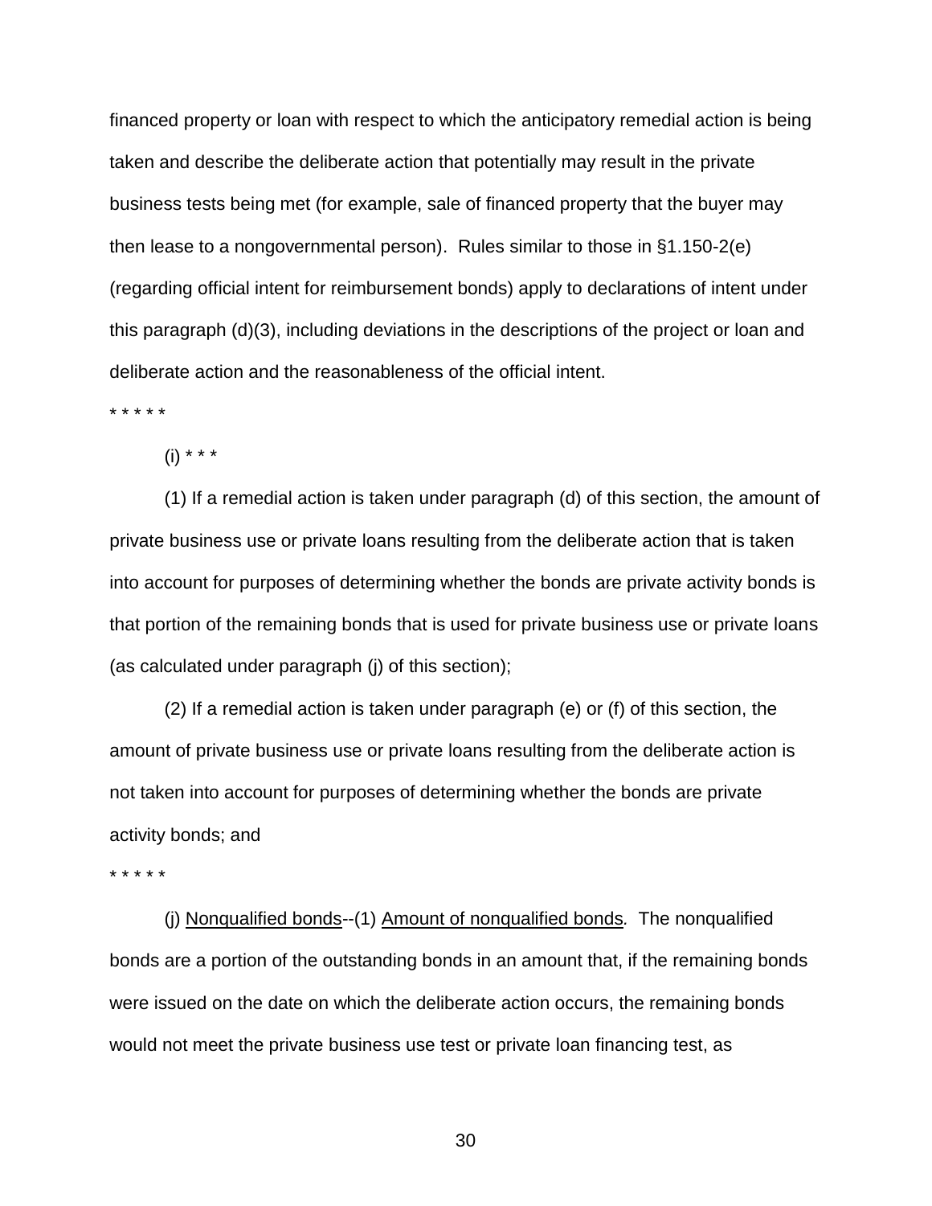financed property or loan with respect to which the anticipatory remedial action is being taken and describe the deliberate action that potentially may result in the private business tests being met (for example, sale of financed property that the buyer may then lease to a nongovernmental person). Rules similar to those in §1.150-2(e) (regarding official intent for reimbursement bonds) apply to declarations of intent under this paragraph (d)(3), including deviations in the descriptions of the project or loan and deliberate action and the reasonableness of the official intent.

* * * * *

(i) * * *

(1) If a remedial action is taken under paragraph (d) of this section, the amount of private business use or private loans resulting from the deliberate action that is taken into account for purposes of determining whether the bonds are private activity bonds is that portion of the remaining bonds that is used for private business use or private loans (as calculated under paragraph (j) of this section);

(2) If a remedial action is taken under paragraph (e) or (f) of this section, the amount of private business use or private loans resulting from the deliberate action is not taken into account for purposes of determining whether the bonds are private activity bonds; and

* * * * *

(j) Nonqualified bonds--(1) Amount of nonqualified bonds*.* The nonqualified bonds are a portion of the outstanding bonds in an amount that, if the remaining bonds were issued on the date on which the deliberate action occurs, the remaining bonds would not meet the private business use test or private loan financing test, as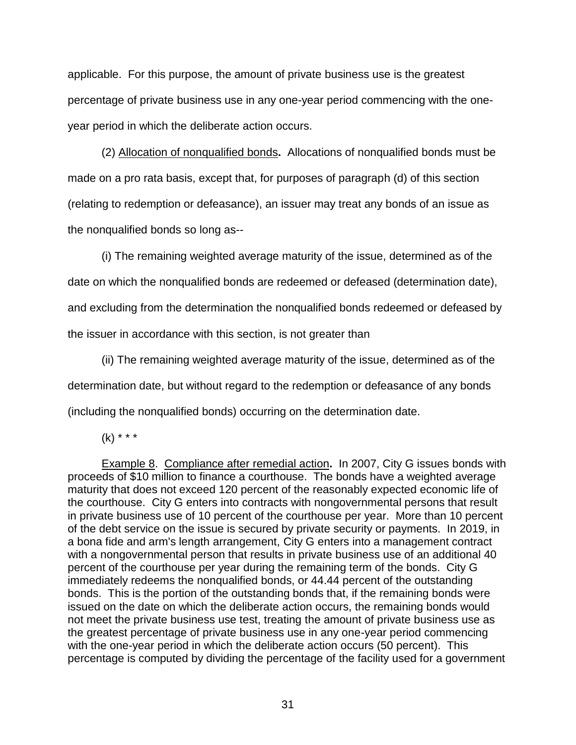applicable. For this purpose, the amount of private business use is the greatest percentage of private business use in any one-year period commencing with the one-year period in which the deliberate action occurs.

(2) Allocation of nonqualified bonds**.** Allocations of nonqualified bonds must be made on a pro rata basis, except that, for purposes of paragraph (d) of this section (relating to redemption or defeasance), an issuer may treat any bonds of an issue as the nonqualified bonds so long as--

(i) The remaining weighted average maturity of the issue, determined as of the date on which the nonqualified bonds are redeemed or defeased (determination date), and excluding from the determination the nonqualified bonds redeemed or defeased by the issuer in accordance with this section, is not greater than

(ii) The remaining weighted average maturity of the issue, determined as of the determination date, but without regard to the redemption or defeasance of any bonds (including the nonqualified bonds) occurring on the determination date.

(k) * * *

Example 8. Compliance after remedial action**.** In 2007, City G issues bonds with proceeds of $10 million to finance a courthouse. The bonds have a weighted average maturity that does not exceed 120 percent of the reasonably expected economic life of the courthouse. City G enters into contracts with nongovernmental persons that result in private business use of 10 percent of the courthouse per year. More than 10 percent of the debt service on the issue is secured by private security or payments. In 2019, in a bona fide and arm's length arrangement, City G enters into a management contract with a nongovernmental person that results in private business use of an additional 40 percent of the courthouse per year during the remaining term of the bonds. City G immediately redeems the nonqualified bonds, or 44.44 percent of the outstanding bonds. This is the portion of the outstanding bonds that, if the remaining bonds were issued on the date on which the deliberate action occurs, the remaining bonds would not meet the private business use test, treating the amount of private business use as the greatest percentage of private business use in any one-year period commencing with the one-year period in which the deliberate action occurs (50 percent). This percentage is computed by dividing the percentage of the facility used for a government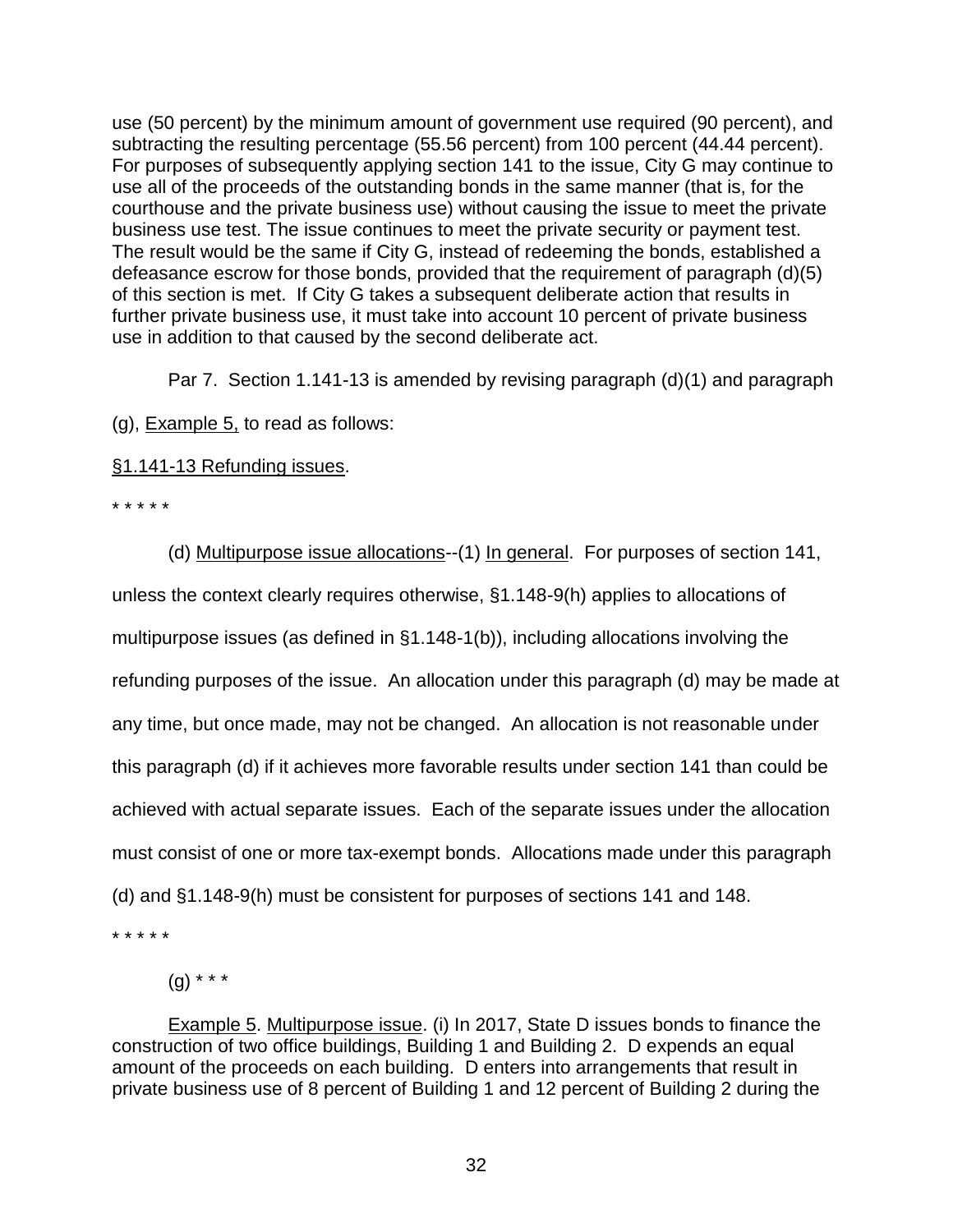use (50 percent) by the minimum amount of government use required (90 percent), and subtracting the resulting percentage (55.56 percent) from 100 percent (44.44 percent). For purposes of subsequently applying section 141 to the issue, City G may continue to use all of the proceeds of the outstanding bonds in the same manner (that is, for the courthouse and the private business use) without causing the issue to meet the private business use test. The issue continues to meet the private security or payment test. The result would be the same if City G, instead of redeeming the bonds, established a defeasance escrow for those bonds, provided that the requirement of paragraph (d)(5) of this section is met. If City G takes a subsequent deliberate action that results in further private business use, it must take into account 10 percent of private business use in addition to that caused by the second deliberate act.

Par 7. Section 1.141-13 is amended by revising paragraph (d)(1) and paragraph (g), Example 5, to read as follows:

§1.141-13 Refunding issues.

* * * * *

(d) Multipurpose issue allocations--(1) In general. For purposes of section 141, unless the context clearly requires otherwise, §1.148-9(h) applies to allocations of multipurpose issues (as defined in §1.148-1(b)), including allocations involving the refunding purposes of the issue. An allocation under this paragraph (d) may be made at any time, but once made, may not be changed. An allocation is not reasonable under this paragraph (d) if it achieves more favorable results under section 141 than could be achieved with actual separate issues. Each of the separate issues under the allocation must consist of one or more tax-exempt bonds. Allocations made under this paragraph (d) and §1.148-9(h) must be consistent for purposes of sections 141 and 148.

* * * * *

(g) * * *

Example 5. Multipurpose issue. (i) In 2017, State D issues bonds to finance the construction of two office buildings, Building 1 and Building 2. D expends an equal amount of the proceeds on each building. D enters into arrangements that result in private business use of 8 percent of Building 1 and 12 percent of Building 2 during the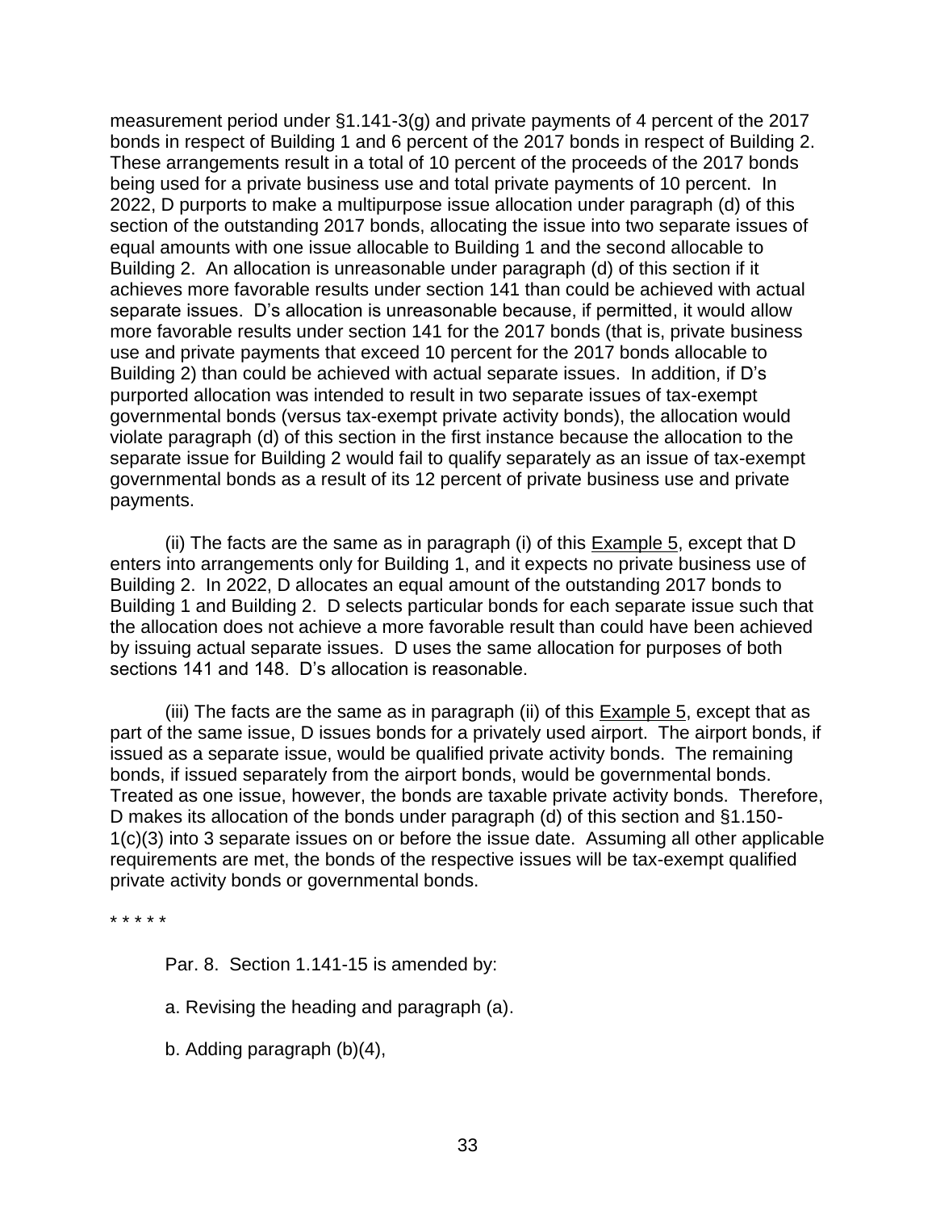measurement period under §1.141-3(g) and private payments of 4 percent of the 2017 bonds in respect of Building 1 and 6 percent of the 2017 bonds in respect of Building 2. These arrangements result in a total of 10 percent of the proceeds of the 2017 bonds being used for a private business use and total private payments of 10 percent. In 2022, D purports to make a multipurpose issue allocation under paragraph (d) of this section of the outstanding 2017 bonds, allocating the issue into two separate issues of equal amounts with one issue allocable to Building 1 and the second allocable to Building 2. An allocation is unreasonable under paragraph (d) of this section if it achieves more favorable results under section 141 than could be achieved with actual separate issues. D's allocation is unreasonable because, if permitted, it would allow more favorable results under section 141 for the 2017 bonds (that is, private business use and private payments that exceed 10 percent for the 2017 bonds allocable to Building 2) than could be achieved with actual separate issues. In addition, if D's purported allocation was intended to result in two separate issues of tax-exempt governmental bonds (versus tax-exempt private activity bonds), the allocation would violate paragraph (d) of this section in the first instance because the allocation to the separate issue for Building 2 would fail to qualify separately as an issue of tax-exempt governmental bonds as a result of its 12 percent of private business use and private payments.

(ii) The facts are the same as in paragraph (i) of this Example 5, except that D enters into arrangements only for Building 1, and it expects no private business use of Building 2. In 2022, D allocates an equal amount of the outstanding 2017 bonds to Building 1 and Building 2. D selects particular bonds for each separate issue such that the allocation does not achieve a more favorable result than could have been achieved by issuing actual separate issues. D uses the same allocation for purposes of both sections 141 and 148. D's allocation is reasonable.

(iii) The facts are the same as in paragraph (ii) of this Example 5, except that as part of the same issue, D issues bonds for a privately used airport. The airport bonds, if issued as a separate issue, would be qualified private activity bonds. The remaining bonds, if issued separately from the airport bonds, would be governmental bonds. Treated as one issue, however, the bonds are taxable private activity bonds. Therefore, D makes its allocation of the bonds under paragraph (d) of this section and §1.150-1(c)(3) into 3 separate issues on or before the issue date. Assuming all other applicable requirements are met, the bonds of the respective issues will be tax-exempt qualified private activity bonds or governmental bonds.

\* \* \* \* \*

Par. 8. Section 1.141-15 is amended by:

a. Revising the heading and paragraph (a).

b. Adding paragraph (b)(4),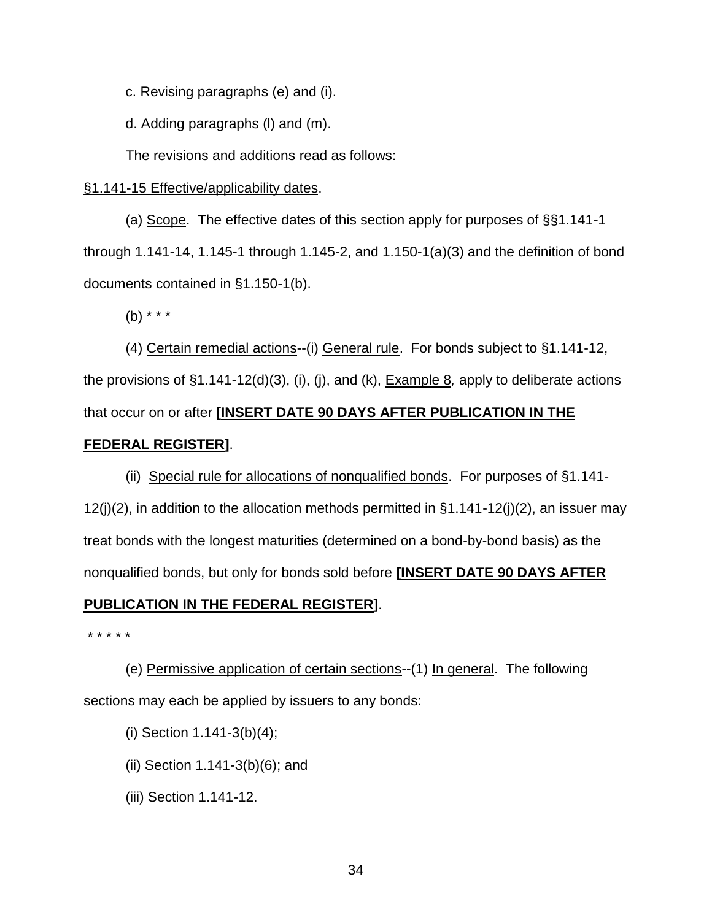c. Revising paragraphs (e) and (i).

d. Adding paragraphs (l) and (m).

The revisions and additions read as follows:

§1.141-15 Effective/applicability dates.

(a) Scope. The effective dates of this section apply for purposes of §§1.141-1 through 1.141-14, 1.145-1 through 1.145-2, and 1.150-1(a)(3) and the definition of bond documents contained in §1.150-1(b).

(b) * * *

(4) Certain remedial actions--(i) General rule. For bonds subject to §1.141-12, the provisions of §1.141-12(d)(3), (i), (j), and (k), Example 8, apply to deliberate actions that occur on or after **[INSERT DATE 90 DAYS AFTER PUBLICATION IN THE FEDERAL REGISTER]**.

(ii) Special rule for allocations of nonqualified bonds. For purposes of §1.141-12(j)(2), in addition to the allocation methods permitted in §1.141-12(j)(2), an issuer may treat bonds with the longest maturities (determined on a bond-by-bond basis) as the nonqualified bonds, but only for bonds sold before **[INSERT DATE 90 DAYS AFTER PUBLICATION IN THE FEDERAL REGISTER]**.

* * * * *

(e) Permissive application of certain sections--(1) In general. The following sections may each be applied by issuers to any bonds:

(i) Section 1.141-3(b)(4);

(ii) Section 1.141-3(b)(6); and

(iii) Section 1.141-12.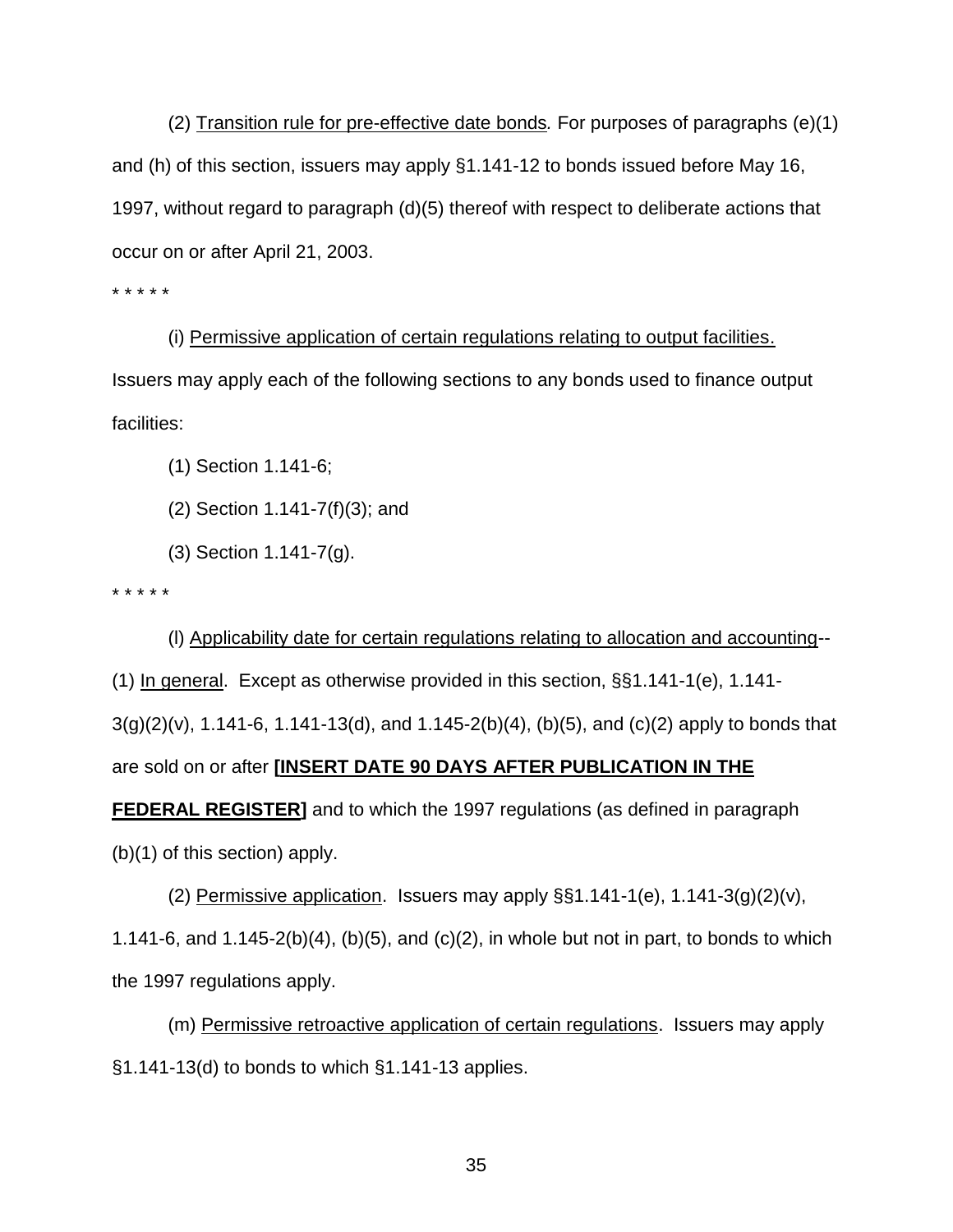(2) Transition rule for pre-effective date bonds. For purposes of paragraphs (e)(1) and (h) of this section, issuers may apply §1.141-12 to bonds issued before May 16, 1997, without regard to paragraph (d)(5) thereof with respect to deliberate actions that occur on or after April 21, 2003.

* * * * *

(i) Permissive application of certain regulations relating to output facilities. Issuers may apply each of the following sections to any bonds used to finance output facilities:

(1) Section 1.141-6;

(2) Section 1.141-7(f)(3); and

(3) Section 1.141-7(g).

* * * * *

(l) Applicability date for certain regulations relating to allocation and accounting--(1) In general. Except as otherwise provided in this section, §§1.141-1(e), 1.141-3(g)(2)(v), 1.141-6, 1.141-13(d), and 1.145-2(b)(4), (b)(5), and (c)(2) apply to bonds that are sold on or after **[INSERT DATE 90 DAYS AFTER PUBLICATION IN THE FEDERAL REGISTER]** and to which the 1997 regulations (as defined in paragraph (b)(1) of this section) apply.

(2) Permissive application. Issuers may apply §§1.141-1(e), 1.141-3(g)(2)(v), 1.141-6, and 1.145-2(b)(4), (b)(5), and (c)(2), in whole but not in part, to bonds to which the 1997 regulations apply.

(m) Permissive retroactive application of certain regulations. Issuers may apply §1.141-13(d) to bonds to which §1.141-13 applies.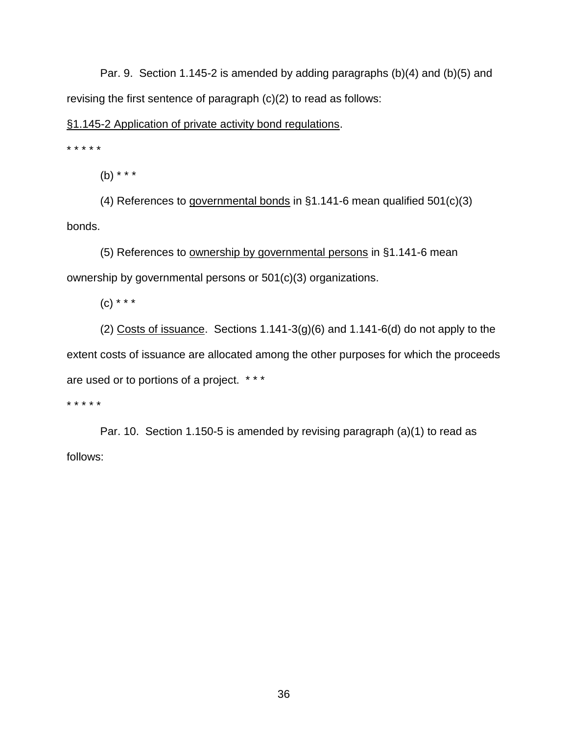Par. 9. Section 1.145-2 is amended by adding paragraphs (b)(4) and (b)(5) and revising the first sentence of paragraph (c)(2) to read as follows:

§1.145-2 Application of private activity bond regulations.

* * * * *

(b) * * *

(4) References to governmental bonds in §1.141-6 mean qualified 501(c)(3) bonds.

(5) References to ownership by governmental persons in §1.141-6 mean ownership by governmental persons or 501(c)(3) organizations.

(c) * * *

(2) Costs of issuance. Sections 1.141-3(g)(6) and 1.141-6(d) do not apply to the extent costs of issuance are allocated among the other purposes for which the proceeds are used or to portions of a project. * * *

* * * * *

Par. 10. Section 1.150-5 is amended by revising paragraph (a)(1) to read as follows: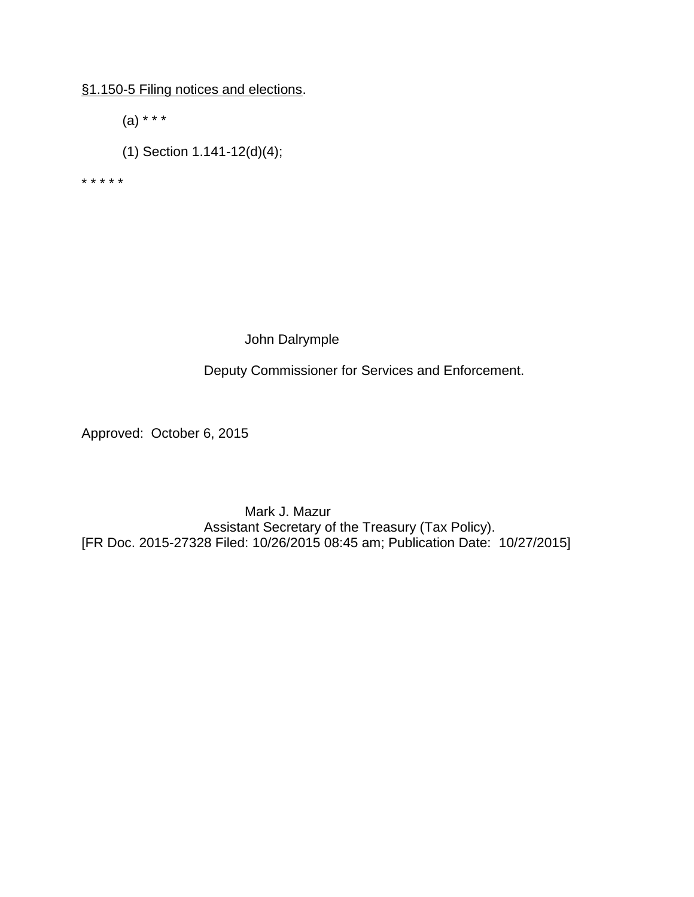<u>§1.150-5 Filing notices and elections</u>.

(a) * * *

(1) Section 1.141-12(d)(4);

* * * * *

John Dalrymple

Deputy Commissioner for Services and Enforcement.

Approved: October 6, 2015

Mark J. Mazur

Assistant Secretary of the Treasury (Tax Policy).

[FR Doc. 2015-27328 Filed: 10/26/2015 08:45 am; Publication Date: 10/27/2015]